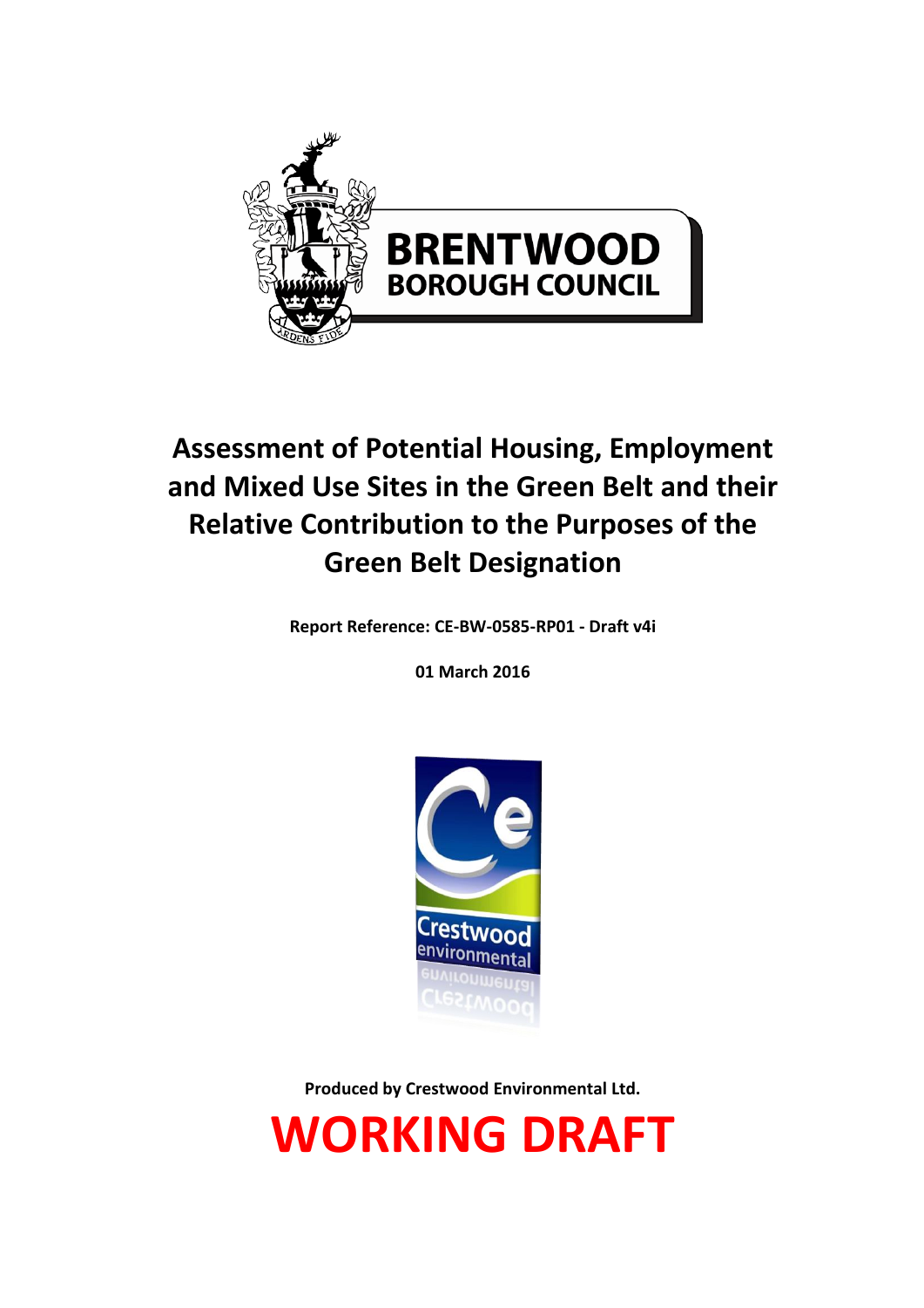BRENTWOOD
BOROUGH COUNCIL

# Assessment of Potential Housing, Employment and Mixed Use Sites in the Green Belt and their Relative Contribution to the Purposes of the Green Belt Designation

**Report Reference: CE-BW-0585-RP01 - Draft v4i**

**01 March 2016**

**Produced by Crestwood Environmental Ltd.**

**WORKING DRAFT**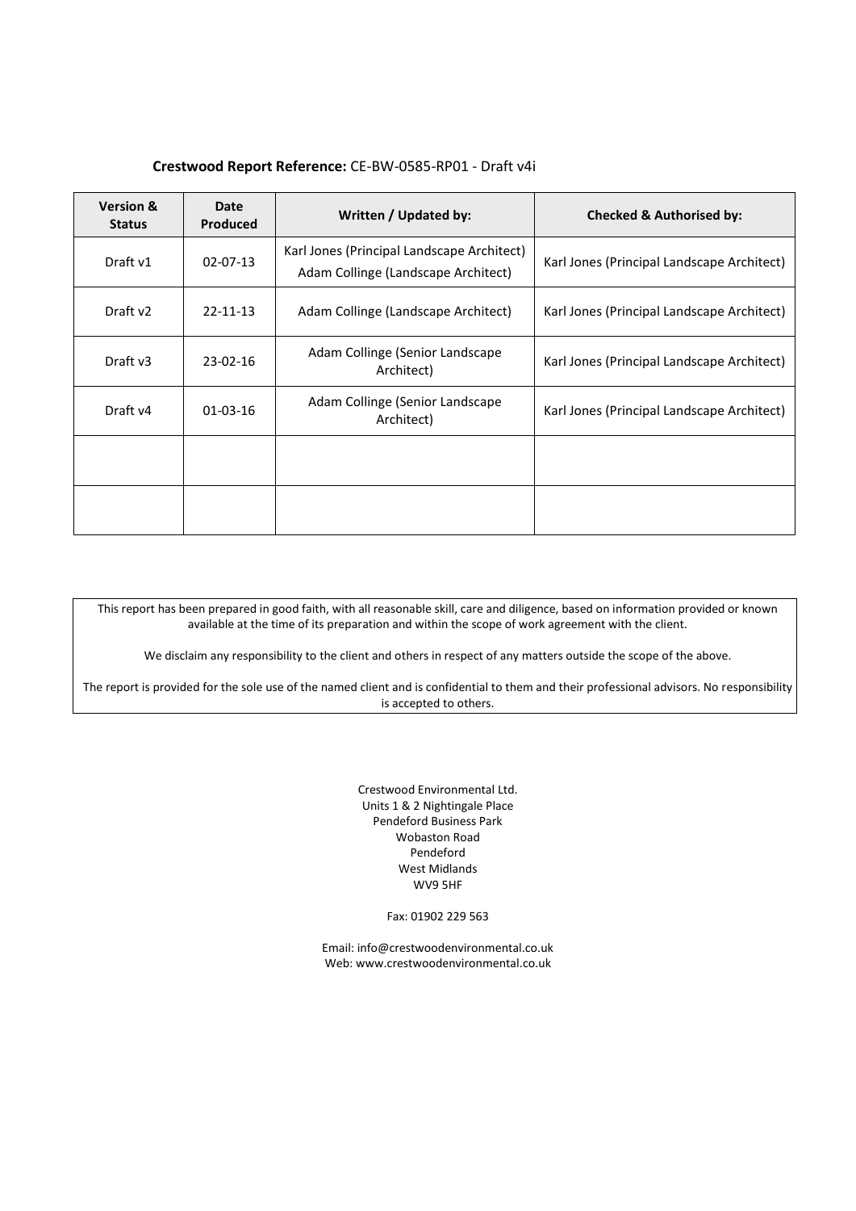**Crestwood Report Reference:** CE-BW-0585-RP01 - Draft v4i

| Version & Status | Date Produced | Written / Updated by: | Checked & Authorised by: |
|---|---|---|---|
| Draft v1 | 02-07-13 | Karl Jones (Principal Landscape Architect) Adam Collinge (Landscape Architect) | Karl Jones (Principal Landscape Architect) |
| Draft v2 | 22-11-13 | Adam Collinge (Landscape Architect) | Karl Jones (Principal Landscape Architect) |
| Draft v3 | 23-02-16 | Adam Collinge (Senior Landscape Architect) | Karl Jones (Principal Landscape Architect) |
| Draft v4 | 01-03-16 | Adam Collinge (Senior Landscape Architect) | Karl Jones (Principal Landscape Architect) |
| | | | |
| | | | |

This report has been prepared in good faith, with all reasonable skill, care and diligence, based on information provided or known available at the time of its preparation and within the scope of work agreement with the client.

We disclaim any responsibility to the client and others in respect of any matters outside the scope of the above.

The report is provided for the sole use of the named client and is confidential to them and their professional advisors. No responsibility is accepted to others.

Crestwood Environmental Ltd.
Units 1 & 2 Nightingale Place
Pendeford Business Park
Wobaston Road
Pendeford
West Midlands
WV9 5HF

Fax: 01902 229 563

Email: info@crestwoodenvironmental.co.uk
Web: www.crestwoodenvironmental.co.uk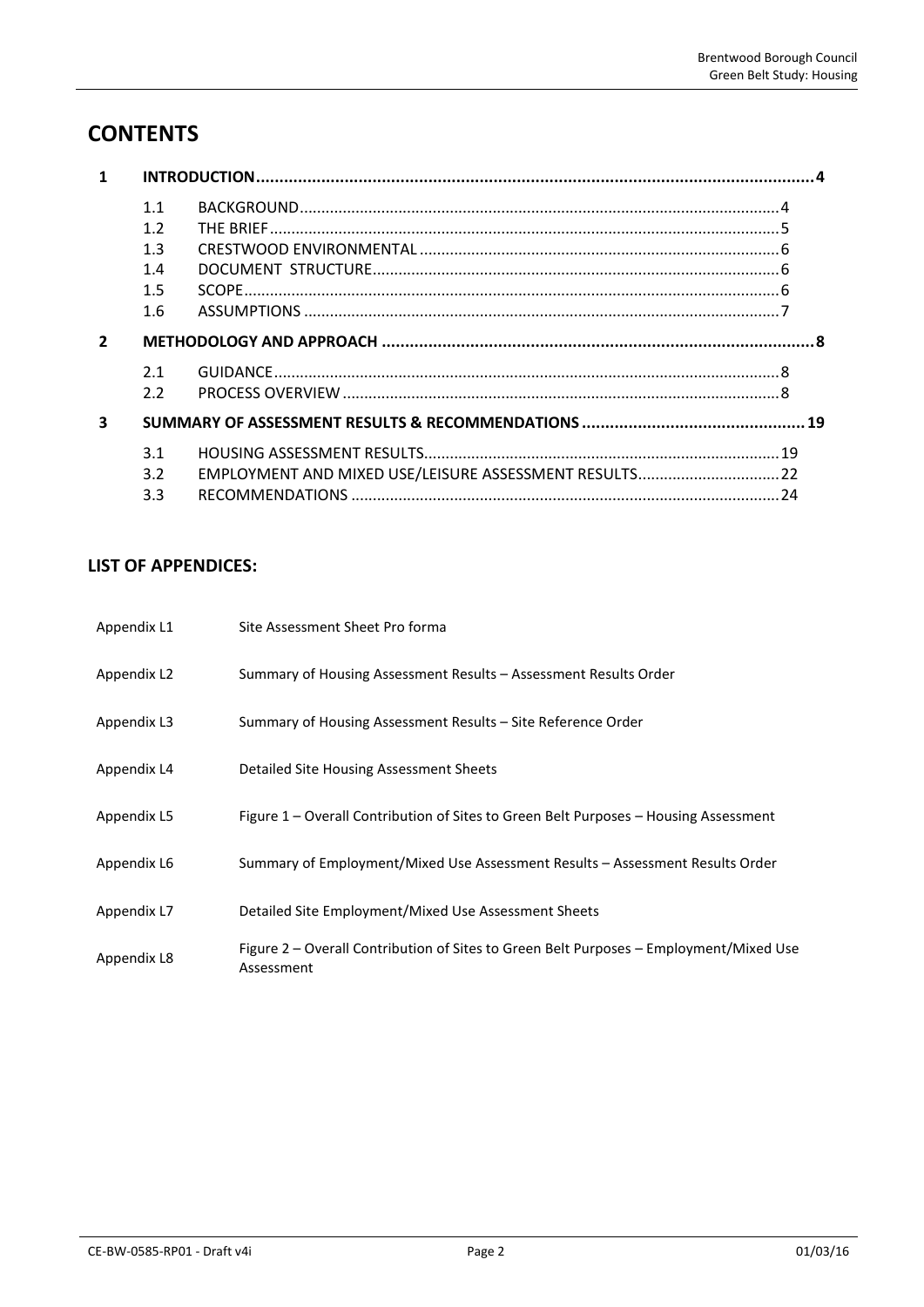# CONTENTS

| | | | |
|---|---|---|---|
| **1** | **INTRODUCTION** | | **4** |
| | 1.1 | BACKGROUND | 4 |
| | 1.2 | THE BRIEF | 5 |
| | 1.3 | CRESTWOOD ENVIRONMENTAL | 6 |
| | 1.4 | DOCUMENT STRUCTURE | 6 |
| | 1.5 | SCOPE | 6 |
| | 1.6 | ASSUMPTIONS | 7 |
| **2** | **METHODOLOGY AND APPROACH** | | **8** |
| | 2.1 | GUIDANCE | 8 |
| | 2.2 | PROCESS OVERVIEW | 8 |
| **3** | **SUMMARY OF ASSESSMENT RESULTS & RECOMMENDATIONS** | | **19** |
| | 3.1 | HOUSING ASSESSMENT RESULTS | 19 |
| | 3.2 | EMPLOYMENT AND MIXED USE/LEISURE ASSESSMENT RESULTS | 22 |
| | 3.3 | RECOMMENDATIONS | 24 |

## LIST OF APPENDICES:

| | |
|---|---|
| Appendix L1 | Site Assessment Sheet Pro forma |
| Appendix L2 | Summary of Housing Assessment Results – Assessment Results Order |
| Appendix L3 | Summary of Housing Assessment Results – Site Reference Order |
| Appendix L4 | Detailed Site Housing Assessment Sheets |
| Appendix L5 | Figure 1 – Overall Contribution of Sites to Green Belt Purposes – Housing Assessment |
| Appendix L6 | Summary of Employment/Mixed Use Assessment Results – Assessment Results Order |
| Appendix L7 | Detailed Site Employment/Mixed Use Assessment Sheets |
| Appendix L8 | Figure 2 – Overall Contribution of Sites to Green Belt Purposes – Employment/Mixed Use Assessment |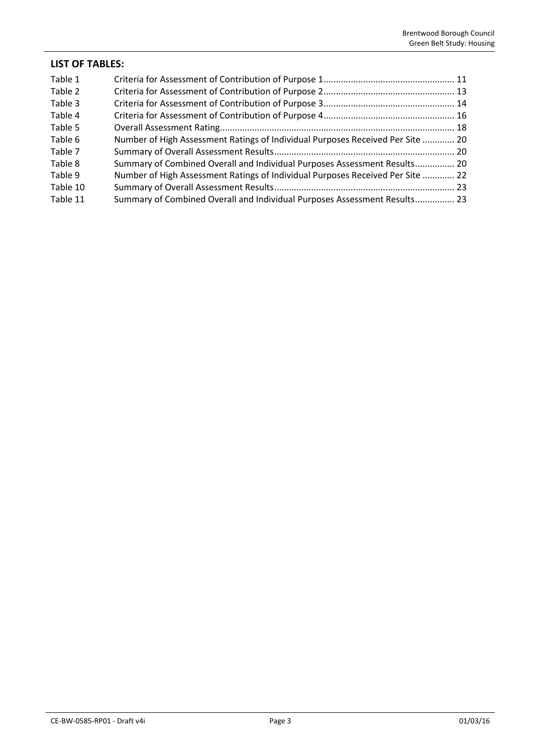## LIST OF TABLES:

| | | |
|---|---|---|
| Table 1 | Criteria for Assessment of Contribution of Purpose 1 | 11 |
| Table 2 | Criteria for Assessment of Contribution of Purpose 2 | 13 |
| Table 3 | Criteria for Assessment of Contribution of Purpose 3 | 14 |
| Table 4 | Criteria for Assessment of Contribution of Purpose 4 | 16 |
| Table 5 | Overall Assessment Rating | 18 |
| Table 6 | Number of High Assessment Ratings of Individual Purposes Received Per Site | 20 |
| Table 7 | Summary of Overall Assessment Results | 20 |
| Table 8 | Summary of Combined Overall and Individual Purposes Assessment Results | 20 |
| Table 9 | Number of High Assessment Ratings of Individual Purposes Received Per Site | 22 |
| Table 10 | Summary of Overall Assessment Results | 23 |
| Table 11 | Summary of Combined Overall and Individual Purposes Assessment Results | 23 |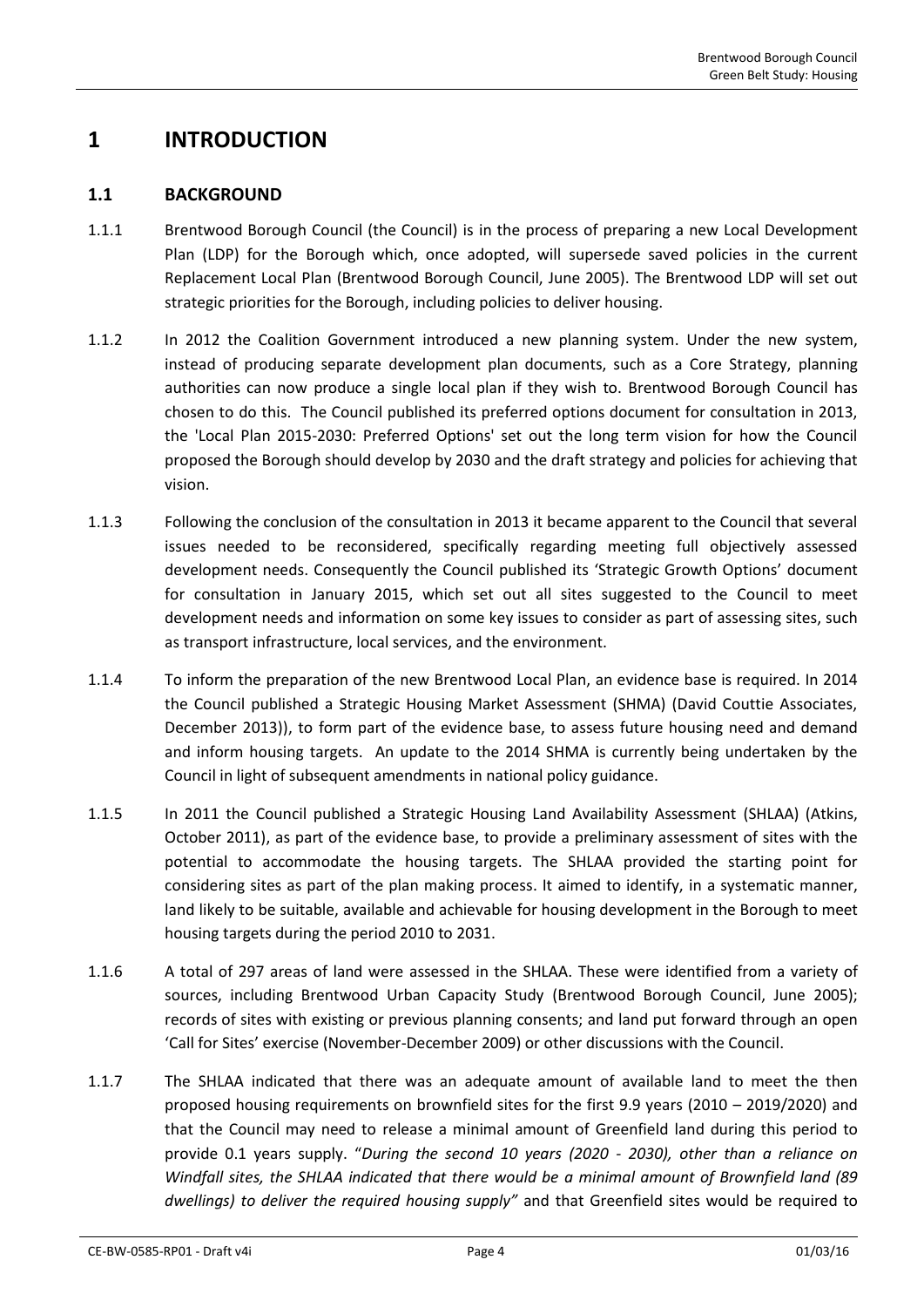# 1 INTRODUCTION

## 1.1 BACKGROUND

1.1.1 Brentwood Borough Council (the Council) is in the process of preparing a new Local Development Plan (LDP) for the Borough which, once adopted, will supersede saved policies in the current Replacement Local Plan (Brentwood Borough Council, June 2005). The Brentwood LDP will set out strategic priorities for the Borough, including policies to deliver housing.

1.1.2 In 2012 the Coalition Government introduced a new planning system. Under the new system, instead of producing separate development plan documents, such as a Core Strategy, planning authorities can now produce a single local plan if they wish to. Brentwood Borough Council has chosen to do this. The Council published its preferred options document for consultation in 2013, the 'Local Plan 2015-2030: Preferred Options' set out the long term vision for how the Council proposed the Borough should develop by 2030 and the draft strategy and policies for achieving that vision.

1.1.3 Following the conclusion of the consultation in 2013 it became apparent to the Council that several issues needed to be reconsidered, specifically regarding meeting full objectively assessed development needs. Consequently the Council published its 'Strategic Growth Options' document for consultation in January 2015, which set out all sites suggested to the Council to meet development needs and information on some key issues to consider as part of assessing sites, such as transport infrastructure, local services, and the environment.

1.1.4 To inform the preparation of the new Brentwood Local Plan, an evidence base is required. In 2014 the Council published a Strategic Housing Market Assessment (SHMA) (David Couttie Associates, December 2013)), to form part of the evidence base, to assess future housing need and demand and inform housing targets. An update to the 2014 SHMA is currently being undertaken by the Council in light of subsequent amendments in national policy guidance.

1.1.5 In 2011 the Council published a Strategic Housing Land Availability Assessment (SHLAA) (Atkins, October 2011), as part of the evidence base, to provide a preliminary assessment of sites with the potential to accommodate the housing targets. The SHLAA provided the starting point for considering sites as part of the plan making process. It aimed to identify, in a systematic manner, land likely to be suitable, available and achievable for housing development in the Borough to meet housing targets during the period 2010 to 2031.

1.1.6 A total of 297 areas of land were assessed in the SHLAA. These were identified from a variety of sources, including Brentwood Urban Capacity Study (Brentwood Borough Council, June 2005); records of sites with existing or previous planning consents; and land put forward through an open 'Call for Sites' exercise (November-December 2009) or other discussions with the Council.

1.1.7 The SHLAA indicated that there was an adequate amount of available land to meet the then proposed housing requirements on brownfield sites for the first 9.9 years (2010 – 2019/2020) and that the Council may need to release a minimal amount of Greenfield land during this period to provide 0.1 years supply. "*During the second 10 years (2020 - 2030), other than a reliance on Windfall sites, the SHLAA indicated that there would be a minimal amount of Brownfield land (89 dwellings) to deliver the required housing supply"* and that Greenfield sites would be required to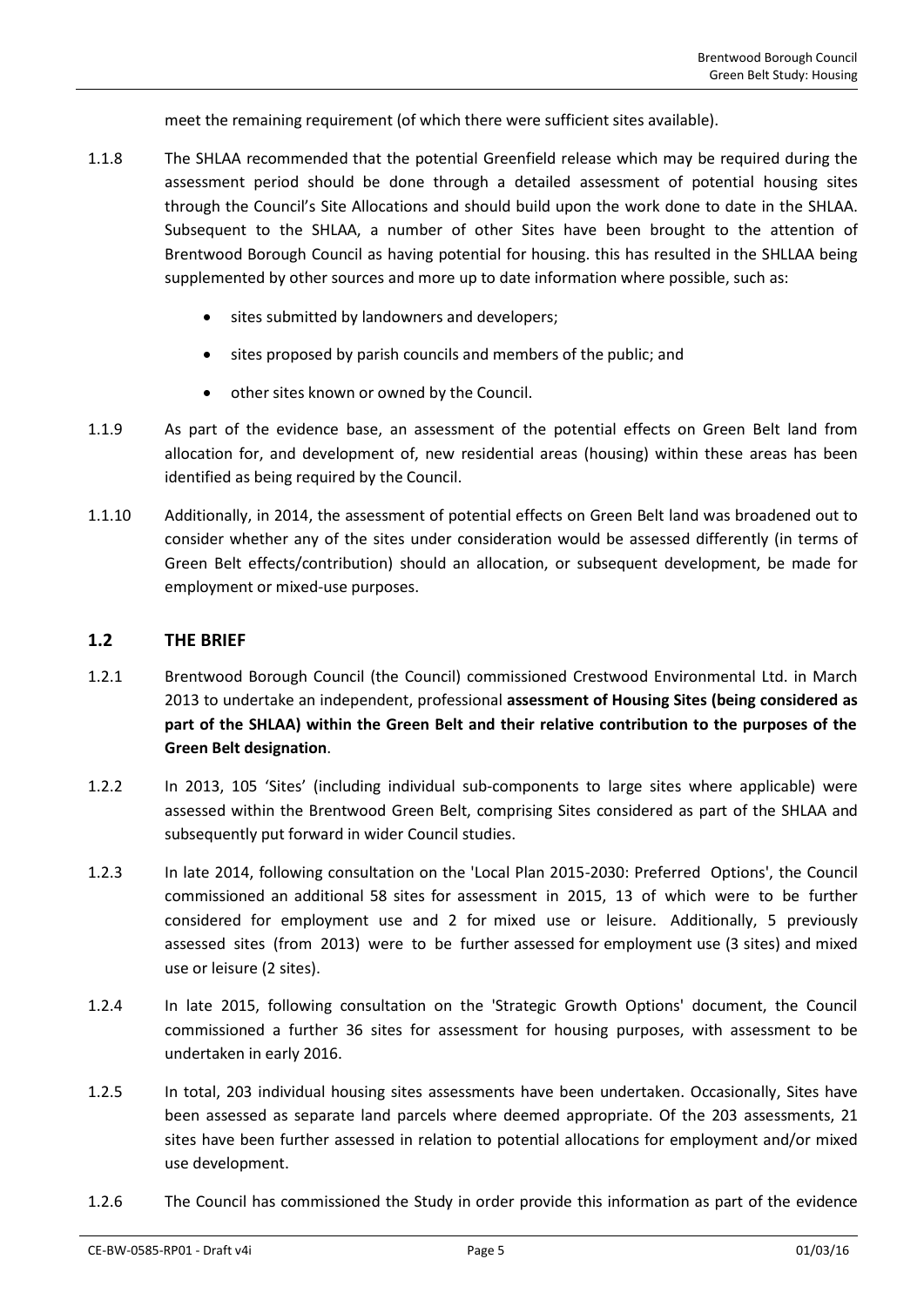meet the remaining requirement (of which there were sufficient sites available).

1.1.8 The SHLAA recommended that the potential Greenfield release which may be required during the assessment period should be done through a detailed assessment of potential housing sites through the Council's Site Allocations and should build upon the work done to date in the SHLAA. Subsequent to the SHLAA, a number of other Sites have been brought to the attention of Brentwood Borough Council as having potential for housing. this has resulted in the SHLLAA being supplemented by other sources and more up to date information where possible, such as:

- sites submitted by landowners and developers;
- sites proposed by parish councils and members of the public; and
- other sites known or owned by the Council.

1.1.9 As part of the evidence base, an assessment of the potential effects on Green Belt land from allocation for, and development of, new residential areas (housing) within these areas has been identified as being required by the Council.

1.1.10 Additionally, in 2014, the assessment of potential effects on Green Belt land was broadened out to consider whether any of the sites under consideration would be assessed differently (in terms of Green Belt effects/contribution) should an allocation, or subsequent development, be made for employment or mixed-use purposes.

## 1.2 THE BRIEF

1.2.1 Brentwood Borough Council (the Council) commissioned Crestwood Environmental Ltd. in March 2013 to undertake an independent, professional **assessment of Housing Sites (being considered as part of the SHLAA) within the Green Belt and their relative contribution to the purposes of the Green Belt designation**.

1.2.2 In 2013, 105 'Sites' (including individual sub-components to large sites where applicable) were assessed within the Brentwood Green Belt, comprising Sites considered as part of the SHLAA and subsequently put forward in wider Council studies.

1.2.3 In late 2014, following consultation on the 'Local Plan 2015-2030: Preferred Options', the Council commissioned an additional 58 sites for assessment in 2015, 13 of which were to be further considered for employment use and 2 for mixed use or leisure. Additionally, 5 previously assessed sites (from 2013) were to be further assessed for employment use (3 sites) and mixed use or leisure (2 sites).

1.2.4 In late 2015, following consultation on the 'Strategic Growth Options' document, the Council commissioned a further 36 sites for assessment for housing purposes, with assessment to be undertaken in early 2016.

1.2.5 In total, 203 individual housing sites assessments have been undertaken. Occasionally, Sites have been assessed as separate land parcels where deemed appropriate. Of the 203 assessments, 21 sites have been further assessed in relation to potential allocations for employment and/or mixed use development.

1.2.6 The Council has commissioned the Study in order provide this information as part of the evidence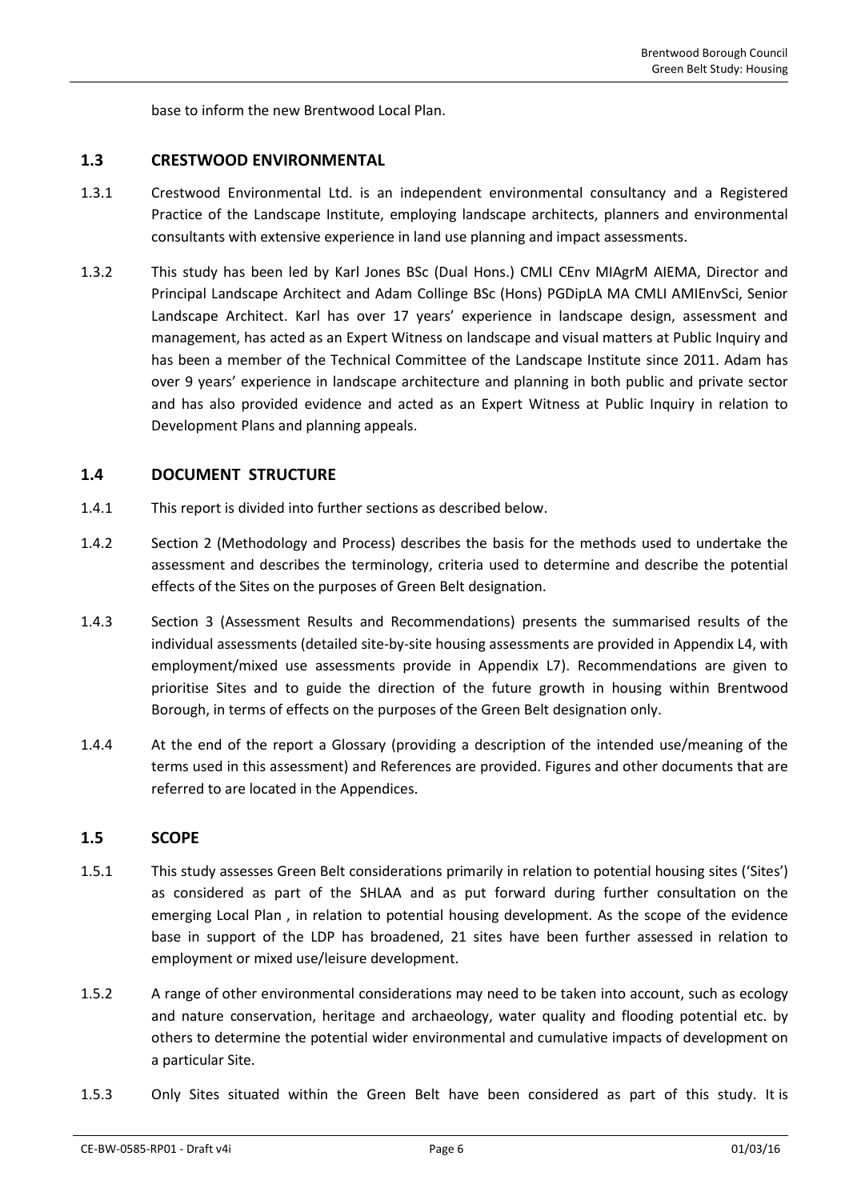base to inform the new Brentwood Local Plan.

## 1.3 CRESTWOOD ENVIRONMENTAL

1.3.1 Crestwood Environmental Ltd. is an independent environmental consultancy and a Registered Practice of the Landscape Institute, employing landscape architects, planners and environmental consultants with extensive experience in land use planning and impact assessments.

1.3.2 This study has been led by Karl Jones BSc (Dual Hons.) CMLI CEnv MIAgrM AIEMA, Director and Principal Landscape Architect and Adam Collinge BSc (Hons) PGDipLA MA CMLI AMIEnvSci, Senior Landscape Architect. Karl has over 17 years' experience in landscape design, assessment and management, has acted as an Expert Witness on landscape and visual matters at Public Inquiry and has been a member of the Technical Committee of the Landscape Institute since 2011. Adam has over 9 years' experience in landscape architecture and planning in both public and private sector and has also provided evidence and acted as an Expert Witness at Public Inquiry in relation to Development Plans and planning appeals.

## 1.4 DOCUMENT STRUCTURE

1.4.1 This report is divided into further sections as described below.

1.4.2 Section 2 (Methodology and Process) describes the basis for the methods used to undertake the assessment and describes the terminology, criteria used to determine and describe the potential effects of the Sites on the purposes of Green Belt designation.

1.4.3 Section 3 (Assessment Results and Recommendations) presents the summarised results of the individual assessments (detailed site-by-site housing assessments are provided in Appendix L4, with employment/mixed use assessments provide in Appendix L7). Recommendations are given to prioritise Sites and to guide the direction of the future growth in housing within Brentwood Borough, in terms of effects on the purposes of the Green Belt designation only.

1.4.4 At the end of the report a Glossary (providing a description of the intended use/meaning of the terms used in this assessment) and References are provided. Figures and other documents that are referred to are located in the Appendices.

## 1.5 SCOPE

1.5.1 This study assesses Green Belt considerations primarily in relation to potential housing sites ('Sites') as considered as part of the SHLAA and as put forward during further consultation on the emerging Local Plan , in relation to potential housing development. As the scope of the evidence base in support of the LDP has broadened, 21 sites have been further assessed in relation to employment or mixed use/leisure development.

1.5.2 A range of other environmental considerations may need to be taken into account, such as ecology and nature conservation, heritage and archaeology, water quality and flooding potential etc. by others to determine the potential wider environmental and cumulative impacts of development on a particular Site.

1.5.3 Only Sites situated within the Green Belt have been considered as part of this study. It is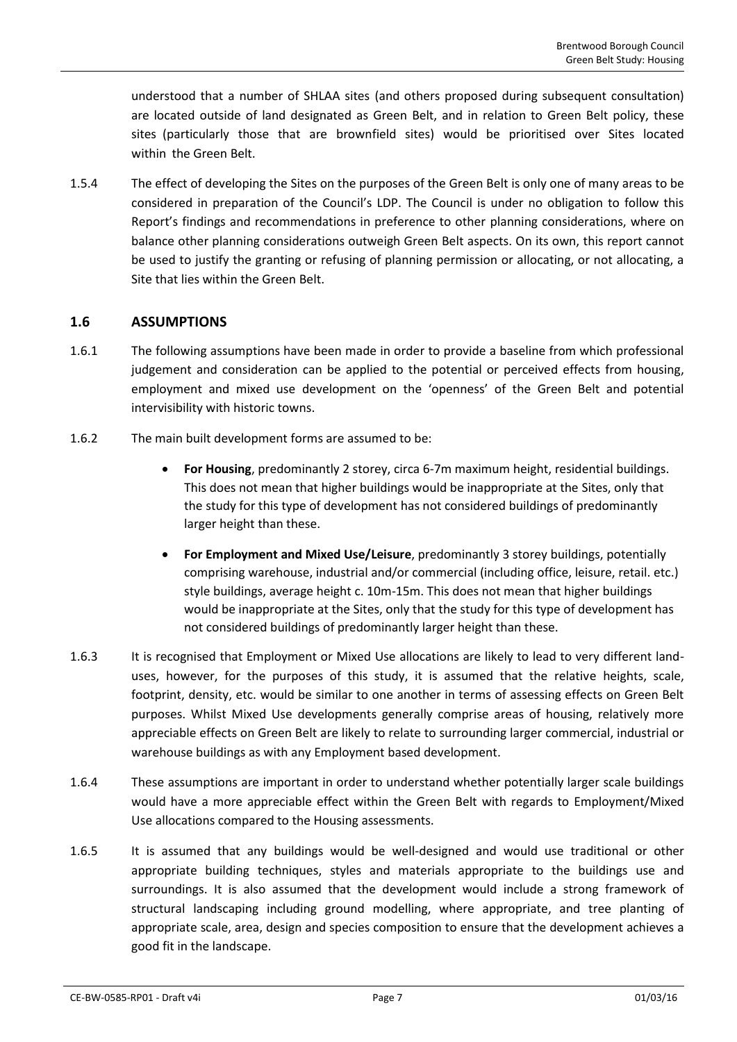understood that a number of SHLAA sites (and others proposed during subsequent consultation) are located outside of land designated as Green Belt, and in relation to Green Belt policy, these sites (particularly those that are brownfield sites) would be prioritised over Sites located within the Green Belt.

1.5.4 The effect of developing the Sites on the purposes of the Green Belt is only one of many areas to be considered in preparation of the Council's LDP. The Council is under no obligation to follow this Report's findings and recommendations in preference to other planning considerations, where on balance other planning considerations outweigh Green Belt aspects. On its own, this report cannot be used to justify the granting or refusing of planning permission or allocating, or not allocating, a Site that lies within the Green Belt.

## 1.6 ASSUMPTIONS

1.6.1 The following assumptions have been made in order to provide a baseline from which professional judgement and consideration can be applied to the potential or perceived effects from housing, employment and mixed use development on the 'openness' of the Green Belt and potential intervisibility with historic towns.

1.6.2 The main built development forms are assumed to be:

- **For Housing**, predominantly 2 storey, circa 6-7m maximum height, residential buildings. This does not mean that higher buildings would be inappropriate at the Sites, only that the study for this type of development has not considered buildings of predominantly larger height than these.
- **For Employment and Mixed Use/Leisure**, predominantly 3 storey buildings, potentially comprising warehouse, industrial and/or commercial (including office, leisure, retail. etc.) style buildings, average height c. 10m-15m. This does not mean that higher buildings would be inappropriate at the Sites, only that the study for this type of development has not considered buildings of predominantly larger height than these.

1.6.3 It is recognised that Employment or Mixed Use allocations are likely to lead to very different land-uses, however, for the purposes of this study, it is assumed that the relative heights, scale, footprint, density, etc. would be similar to one another in terms of assessing effects on Green Belt purposes. Whilst Mixed Use developments generally comprise areas of housing, relatively more appreciable effects on Green Belt are likely to relate to surrounding larger commercial, industrial or warehouse buildings as with any Employment based development.

1.6.4 These assumptions are important in order to understand whether potentially larger scale buildings would have a more appreciable effect within the Green Belt with regards to Employment/Mixed Use allocations compared to the Housing assessments.

1.6.5 It is assumed that any buildings would be well-designed and would use traditional or other appropriate building techniques, styles and materials appropriate to the buildings use and surroundings. It is also assumed that the development would include a strong framework of structural landscaping including ground modelling, where appropriate, and tree planting of appropriate scale, area, design and species composition to ensure that the development achieves a good fit in the landscape.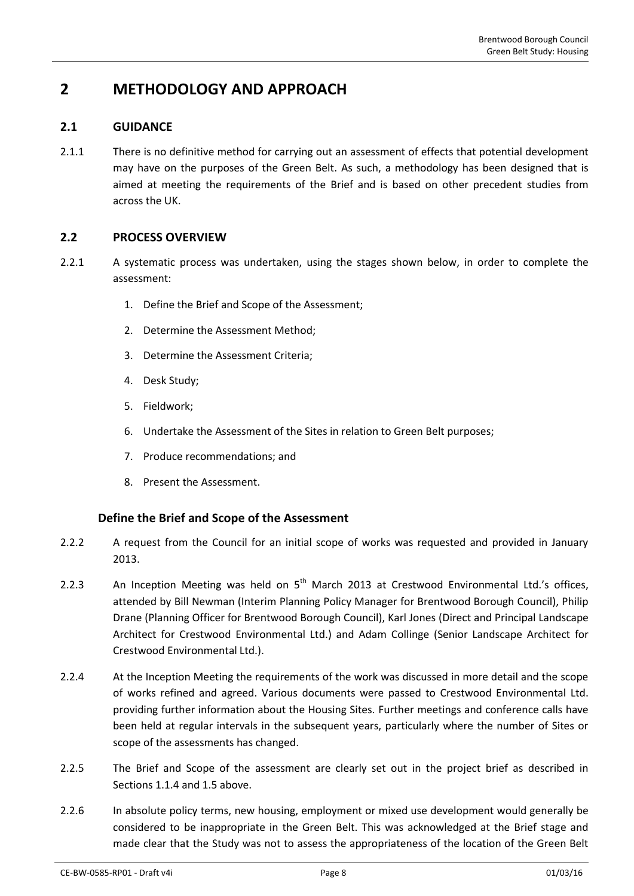# 2 METHODOLOGY AND APPROACH

## 2.1 GUIDANCE

2.1.1 There is no definitive method for carrying out an assessment of effects that potential development may have on the purposes of the Green Belt. As such, a methodology has been designed that is aimed at meeting the requirements of the Brief and is based on other precedent studies from across the UK.

## 2.2 PROCESS OVERVIEW

2.2.1 A systematic process was undertaken, using the stages shown below, in order to complete the assessment:

1. Define the Brief and Scope of the Assessment;
2. Determine the Assessment Method;
3. Determine the Assessment Criteria;
4. Desk Study;
5. Fieldwork;
6. Undertake the Assessment of the Sites in relation to Green Belt purposes;
7. Produce recommendations; and
8. Present the Assessment.

### Define the Brief and Scope of the Assessment

2.2.2 A request from the Council for an initial scope of works was requested and provided in January 2013.

2.2.3 An Inception Meeting was held on 5th March 2013 at Crestwood Environmental Ltd.'s offices, attended by Bill Newman (Interim Planning Policy Manager for Brentwood Borough Council), Philip Drane (Planning Officer for Brentwood Borough Council), Karl Jones (Direct and Principal Landscape Architect for Crestwood Environmental Ltd.) and Adam Collinge (Senior Landscape Architect for Crestwood Environmental Ltd.).

2.2.4 At the Inception Meeting the requirements of the work was discussed in more detail and the scope of works refined and agreed. Various documents were passed to Crestwood Environmental Ltd. providing further information about the Housing Sites. Further meetings and conference calls have been held at regular intervals in the subsequent years, particularly where the number of Sites or scope of the assessments has changed.

2.2.5 The Brief and Scope of the assessment are clearly set out in the project brief as described in Sections 1.1.4 and 1.5 above.

2.2.6 In absolute policy terms, new housing, employment or mixed use development would generally be considered to be inappropriate in the Green Belt. This was acknowledged at the Brief stage and made clear that the Study was not to assess the appropriateness of the location of the Green Belt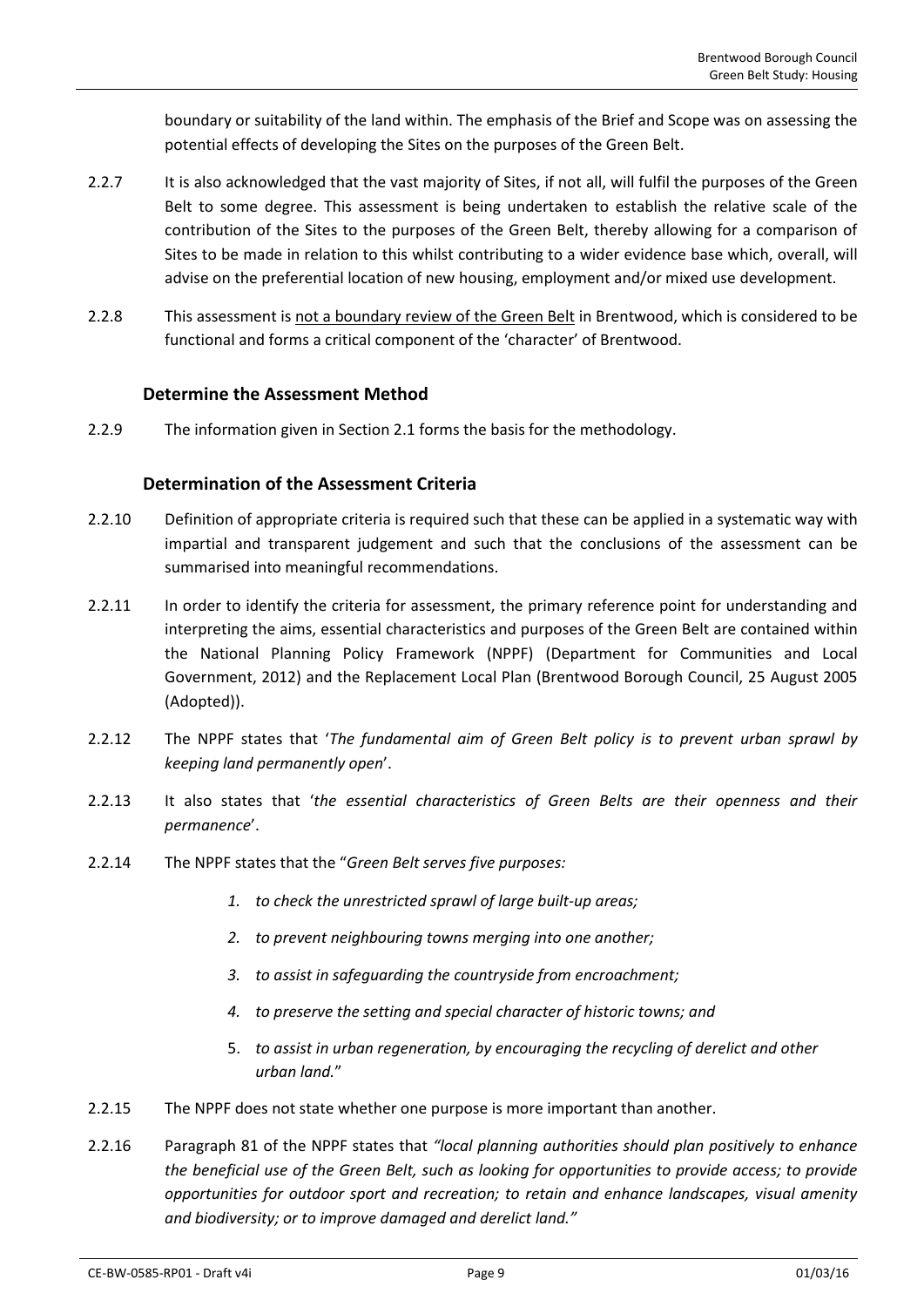boundary or suitability of the land within. The emphasis of the Brief and Scope was on assessing the potential effects of developing the Sites on the purposes of the Green Belt.

2.2.7 It is also acknowledged that the vast majority of Sites, if not all, will fulfil the purposes of the Green Belt to some degree. This assessment is being undertaken to establish the relative scale of the contribution of the Sites to the purposes of the Green Belt, thereby allowing for a comparison of Sites to be made in relation to this whilst contributing to a wider evidence base which, overall, will advise on the preferential location of new housing, employment and/or mixed use development.

2.2.8 This assessment is <u>not a boundary review of the Green Belt</u> in Brentwood, which is considered to be functional and forms a critical component of the 'character' of Brentwood.

### Determine the Assessment Method

2.2.9 The information given in Section 2.1 forms the basis for the methodology.

### Determination of the Assessment Criteria

2.2.10 Definition of appropriate criteria is required such that these can be applied in a systematic way with impartial and transparent judgement and such that the conclusions of the assessment can be summarised into meaningful recommendations.

2.2.11 In order to identify the criteria for assessment, the primary reference point for understanding and interpreting the aims, essential characteristics and purposes of the Green Belt are contained within the National Planning Policy Framework (NPPF) (Department for Communities and Local Government, 2012) and the Replacement Local Plan (Brentwood Borough Council, 25 August 2005 (Adopted)).

2.2.12 The NPPF states that '*The fundamental aim of Green Belt policy is to prevent urban sprawl by keeping land permanently open*'.

2.2.13 It also states that '*the essential characteristics of Green Belts are their openness and their permanence*'.

2.2.14 The NPPF states that the "*Green Belt serves five purposes:*

1. *to check the unrestricted sprawl of large built-up areas;*
2. *to prevent neighbouring towns merging into one another;*
3. *to assist in safeguarding the countryside from encroachment;*
4. *to preserve the setting and special character of historic towns; and*
5. *to assist in urban regeneration, by encouraging the recycling of derelict and other urban land.*"

2.2.15 The NPPF does not state whether one purpose is more important than another.

2.2.16 Paragraph 81 of the NPPF states that *"local planning authorities should plan positively to enhance the beneficial use of the Green Belt, such as looking for opportunities to provide access; to provide opportunities for outdoor sport and recreation; to retain and enhance landscapes, visual amenity and biodiversity; or to improve damaged and derelict land."*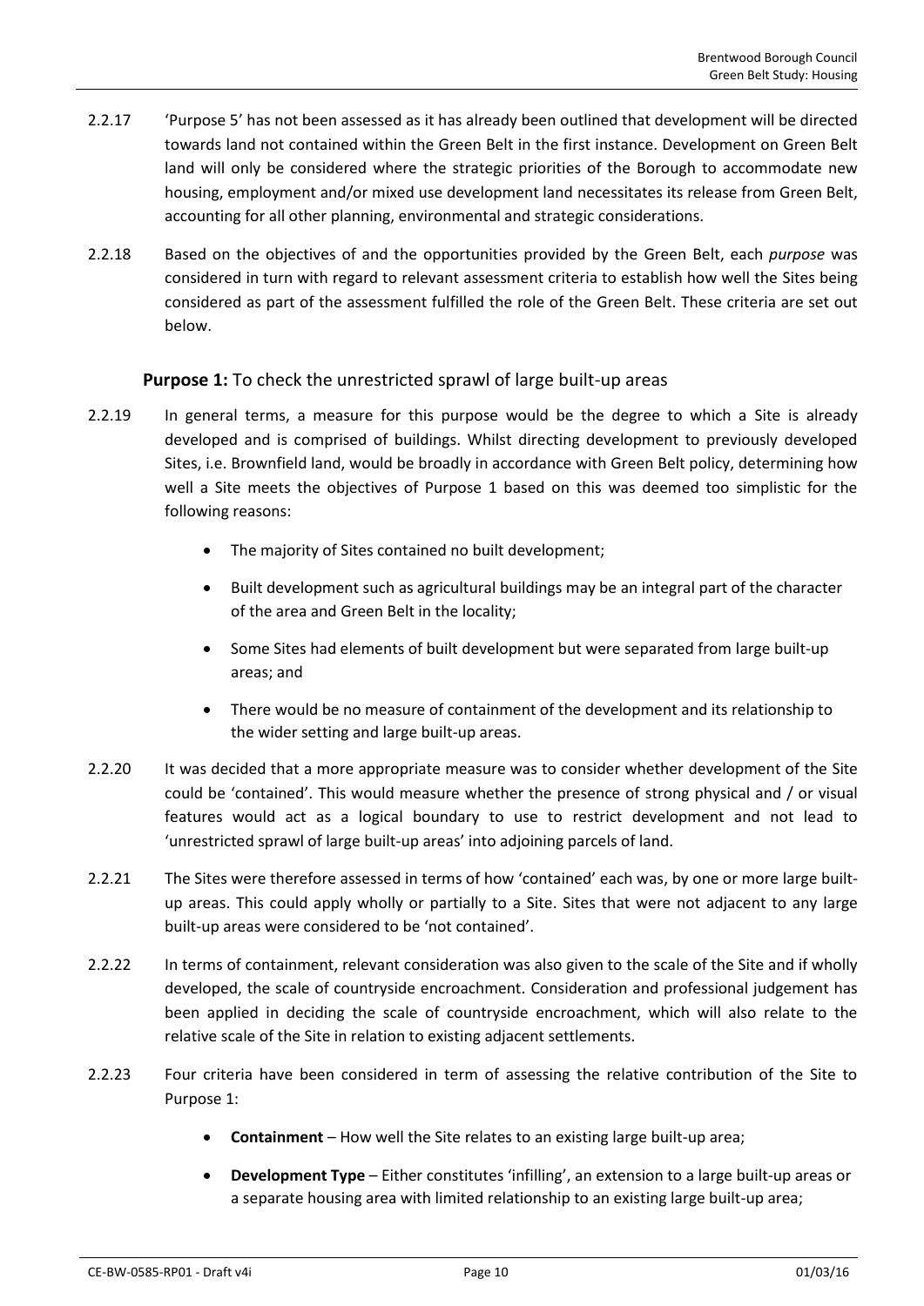2.2.17 'Purpose 5' has not been assessed as it has already been outlined that development will be directed towards land not contained within the Green Belt in the first instance. Development on Green Belt land will only be considered where the strategic priorities of the Borough to accommodate new housing, employment and/or mixed use development land necessitates its release from Green Belt, accounting for all other planning, environmental and strategic considerations.

2.2.18 Based on the objectives of and the opportunities provided by the Green Belt, each *purpose* was considered in turn with regard to relevant assessment criteria to establish how well the Sites being considered as part of the assessment fulfilled the role of the Green Belt. These criteria are set out below.

**Purpose 1:** To check the unrestricted sprawl of large built-up areas

2.2.19 In general terms, a measure for this purpose would be the degree to which a Site is already developed and is comprised of buildings. Whilst directing development to previously developed Sites, i.e. Brownfield land, would be broadly in accordance with Green Belt policy, determining how well a Site meets the objectives of Purpose 1 based on this was deemed too simplistic for the following reasons:

- The majority of Sites contained no built development;
- Built development such as agricultural buildings may be an integral part of the character of the area and Green Belt in the locality;
- Some Sites had elements of built development but were separated from large built-up areas; and
- There would be no measure of containment of the development and its relationship to the wider setting and large built-up areas.

2.2.20 It was decided that a more appropriate measure was to consider whether development of the Site could be 'contained'. This would measure whether the presence of strong physical and / or visual features would act as a logical boundary to use to restrict development and not lead to 'unrestricted sprawl of large built-up areas' into adjoining parcels of land.

2.2.21 The Sites were therefore assessed in terms of how 'contained' each was, by one or more large built-up areas. This could apply wholly or partially to a Site. Sites that were not adjacent to any large built-up areas were considered to be 'not contained'.

2.2.22 In terms of containment, relevant consideration was also given to the scale of the Site and if wholly developed, the scale of countryside encroachment. Consideration and professional judgement has been applied in deciding the scale of countryside encroachment, which will also relate to the relative scale of the Site in relation to existing adjacent settlements.

2.2.23 Four criteria have been considered in term of assessing the relative contribution of the Site to Purpose 1:

- **Containment** – How well the Site relates to an existing large built-up area;
- **Development Type** – Either constitutes 'infilling', an extension to a large built-up areas or a separate housing area with limited relationship to an existing large built-up area;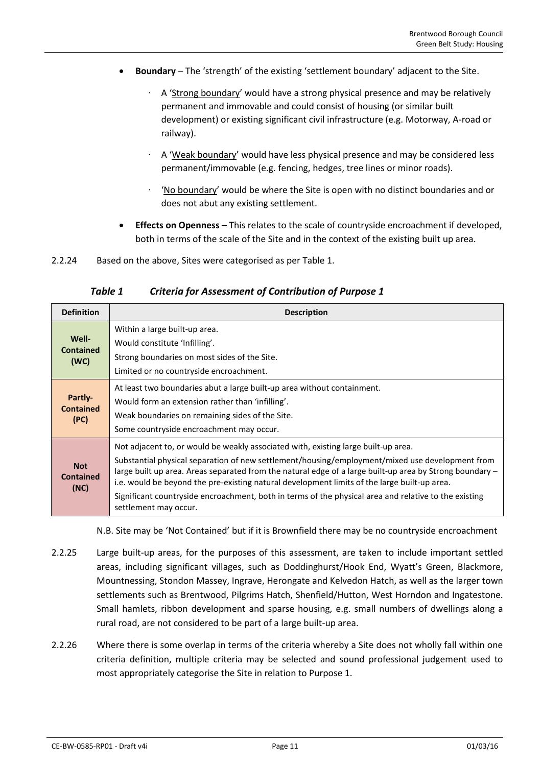- **Boundary** – The 'strength' of the existing 'settlement boundary' adjacent to the Site.
  - A 'Strong boundary' would have a strong physical presence and may be relatively permanent and immovable and could consist of housing (or similar built development) or existing significant civil infrastructure (e.g. Motorway, A-road or railway).
  - A 'Weak boundary' would have less physical presence and may be considered less permanent/immovable (e.g. fencing, hedges, tree lines or minor roads).
  - 'No boundary' would be where the Site is open with no distinct boundaries and or does not abut any existing settlement.
- **Effects on Openness** – This relates to the scale of countryside encroachment if developed, both in terms of the scale of the Site and in the context of the existing built up area.

2.2.24 Based on the above, Sites were categorised as per Table 1.

***Table 1 Criteria for Assessment of Contribution of Purpose 1***

| Definition | Description |
|---|---|
| **Well-Contained (WC)** | Within a large built-up area.<br>Would constitute 'Infilling'.<br>Strong boundaries on most sides of the Site.<br>Limited or no countryside encroachment. |
| **Partly-Contained (PC)** | At least two boundaries abut a large built-up area without containment.<br>Would form an extension rather than 'infilling'.<br>Weak boundaries on remaining sides of the Site.<br>Some countryside encroachment may occur. |
| **Not Contained (NC)** | Not adjacent to, or would be weakly associated with, existing large built-up area.<br>Substantial physical separation of new settlement/housing/employment/mixed use development from large built up area. Areas separated from the natural edge of a large built-up area by Strong boundary – i.e. would be beyond the pre-existing natural development limits of the large built-up area.<br>Significant countryside encroachment, both in terms of the physical area and relative to the existing settlement may occur. |

N.B. Site may be 'Not Contained' but if it is Brownfield there may be no countryside encroachment

2.2.25 Large built-up areas, for the purposes of this assessment, are taken to include important settled areas, including significant villages, such as Doddinghurst/Hook End, Wyatt's Green, Blackmore, Mountnessing, Stondon Massey, Ingrave, Herongate and Kelvedon Hatch, as well as the larger town settlements such as Brentwood, Pilgrims Hatch, Shenfield/Hutton, West Horndon and Ingatestone. Small hamlets, ribbon development and sparse housing, e.g. small numbers of dwellings along a rural road, are not considered to be part of a large built-up area.

2.2.26 Where there is some overlap in terms of the criteria whereby a Site does not wholly fall within one criteria definition, multiple criteria may be selected and sound professional judgement used to most appropriately categorise the Site in relation to Purpose 1.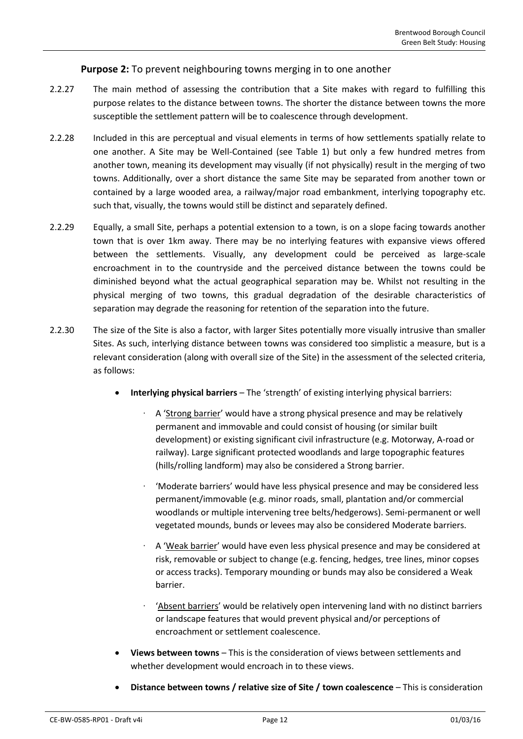**Purpose 2:** To prevent neighbouring towns merging in to one another

2.2.27 The main method of assessing the contribution that a Site makes with regard to fulfilling this purpose relates to the distance between towns. The shorter the distance between towns the more susceptible the settlement pattern will be to coalescence through development.

2.2.28 Included in this are perceptual and visual elements in terms of how settlements spatially relate to one another. A Site may be Well-Contained (see Table 1) but only a few hundred metres from another town, meaning its development may visually (if not physically) result in the merging of two towns. Additionally, over a short distance the same Site may be separated from another town or contained by a large wooded area, a railway/major road embankment, interlying topography etc. such that, visually, the towns would still be distinct and separately defined.

2.2.29 Equally, a small Site, perhaps a potential extension to a town, is on a slope facing towards another town that is over 1km away. There may be no interlying features with expansive views offered between the settlements. Visually, any development could be perceived as large-scale encroachment in to the countryside and the perceived distance between the towns could be diminished beyond what the actual geographical separation may be. Whilst not resulting in the physical merging of two towns, this gradual degradation of the desirable characteristics of separation may degrade the reasoning for retention of the separation into the future.

2.2.30 The size of the Site is also a factor, with larger Sites potentially more visually intrusive than smaller Sites. As such, interlying distance between towns was considered too simplistic a measure, but is a relevant consideration (along with overall size of the Site) in the assessment of the selected criteria, as follows:

- **Interlying physical barriers** – The 'strength' of existing interlying physical barriers:
  - A 'Strong barrier' would have a strong physical presence and may be relatively permanent and immovable and could consist of housing (or similar built development) or existing significant civil infrastructure (e.g. Motorway, A-road or railway). Large significant protected woodlands and large topographic features (hills/rolling landform) may also be considered a Strong barrier.
  - 'Moderate barriers' would have less physical presence and may be considered less permanent/immovable (e.g. minor roads, small, plantation and/or commercial woodlands or multiple intervening tree belts/hedgerows). Semi-permanent or well vegetated mounds, bunds or levees may also be considered Moderate barriers.
  - A 'Weak barrier' would have even less physical presence and may be considered at risk, removable or subject to change (e.g. fencing, hedges, tree lines, minor copses or access tracks). Temporary mounding or bunds may also be considered a Weak barrier.
  - 'Absent barriers' would be relatively open intervening land with no distinct barriers or landscape features that would prevent physical and/or perceptions of encroachment or settlement coalescence.
- **Views between towns** – This is the consideration of views between settlements and whether development would encroach in to these views.
- **Distance between towns / relative size of Site / town coalescence** – This is consideration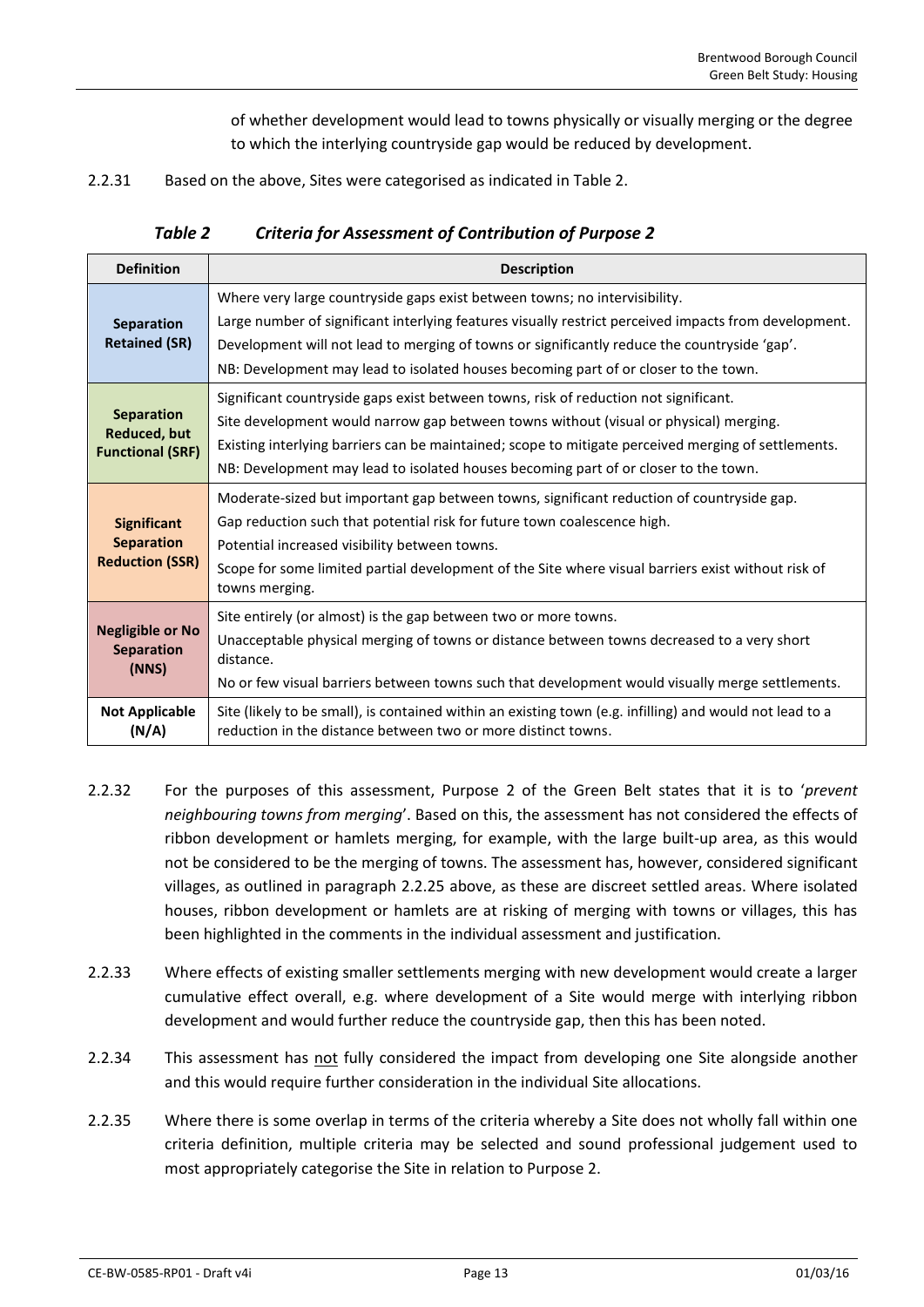of whether development would lead to towns physically or visually merging or the degree to which the interlying countryside gap would be reduced by development.

2.2.31 Based on the above, Sites were categorised as indicated in Table 2.

***Table 2 Criteria for Assessment of Contribution of Purpose 2***

| Definition | Description |
|---|---|
| **Separation Retained (SR)** | Where very large countryside gaps exist between towns; no intervisibility.<br>Large number of significant interlying features visually restrict perceived impacts from development.<br>Development will not lead to merging of towns or significantly reduce the countryside 'gap'.<br>NB: Development may lead to isolated houses becoming part of or closer to the town. |
| **Separation Reduced, but Functional (SRF)** | Significant countryside gaps exist between towns, risk of reduction not significant.<br>Site development would narrow gap between towns without (visual or physical) merging.<br>Existing interlying barriers can be maintained; scope to mitigate perceived merging of settlements.<br>NB: Development may lead to isolated houses becoming part of or closer to the town. |
| **Significant Separation Reduction (SSR)** | Moderate-sized but important gap between towns, significant reduction of countryside gap.<br>Gap reduction such that potential risk for future town coalescence high.<br>Potential increased visibility between towns.<br>Scope for some limited partial development of the Site where visual barriers exist without risk of towns merging. |
| **Negligible or No Separation (NNS)** | Site entirely (or almost) is the gap between two or more towns.<br>Unacceptable physical merging of towns or distance between towns decreased to a very short distance.<br>No or few visual barriers between towns such that development would visually merge settlements. |
| **Not Applicable (N/A)** | Site (likely to be small), is contained within an existing town (e.g. infilling) and would not lead to a reduction in the distance between two or more distinct towns. |

2.2.32 For the purposes of this assessment, Purpose 2 of the Green Belt states that it is to '*prevent neighbouring towns from merging*'. Based on this, the assessment has not considered the effects of ribbon development or hamlets merging, for example, with the large built-up area, as this would not be considered to be the merging of towns. The assessment has, however, considered significant villages, as outlined in paragraph 2.2.25 above, as these are discreet settled areas. Where isolated houses, ribbon development or hamlets are at risking of merging with towns or villages, this has been highlighted in the comments in the individual assessment and justification.

2.2.33 Where effects of existing smaller settlements merging with new development would create a larger cumulative effect overall, e.g. where development of a Site would merge with interlying ribbon development and would further reduce the countryside gap, then this has been noted.

2.2.34 This assessment has <u>not</u> fully considered the impact from developing one Site alongside another and this would require further consideration in the individual Site allocations.

2.2.35 Where there is some overlap in terms of the criteria whereby a Site does not wholly fall within one criteria definition, multiple criteria may be selected and sound professional judgement used to most appropriately categorise the Site in relation to Purpose 2.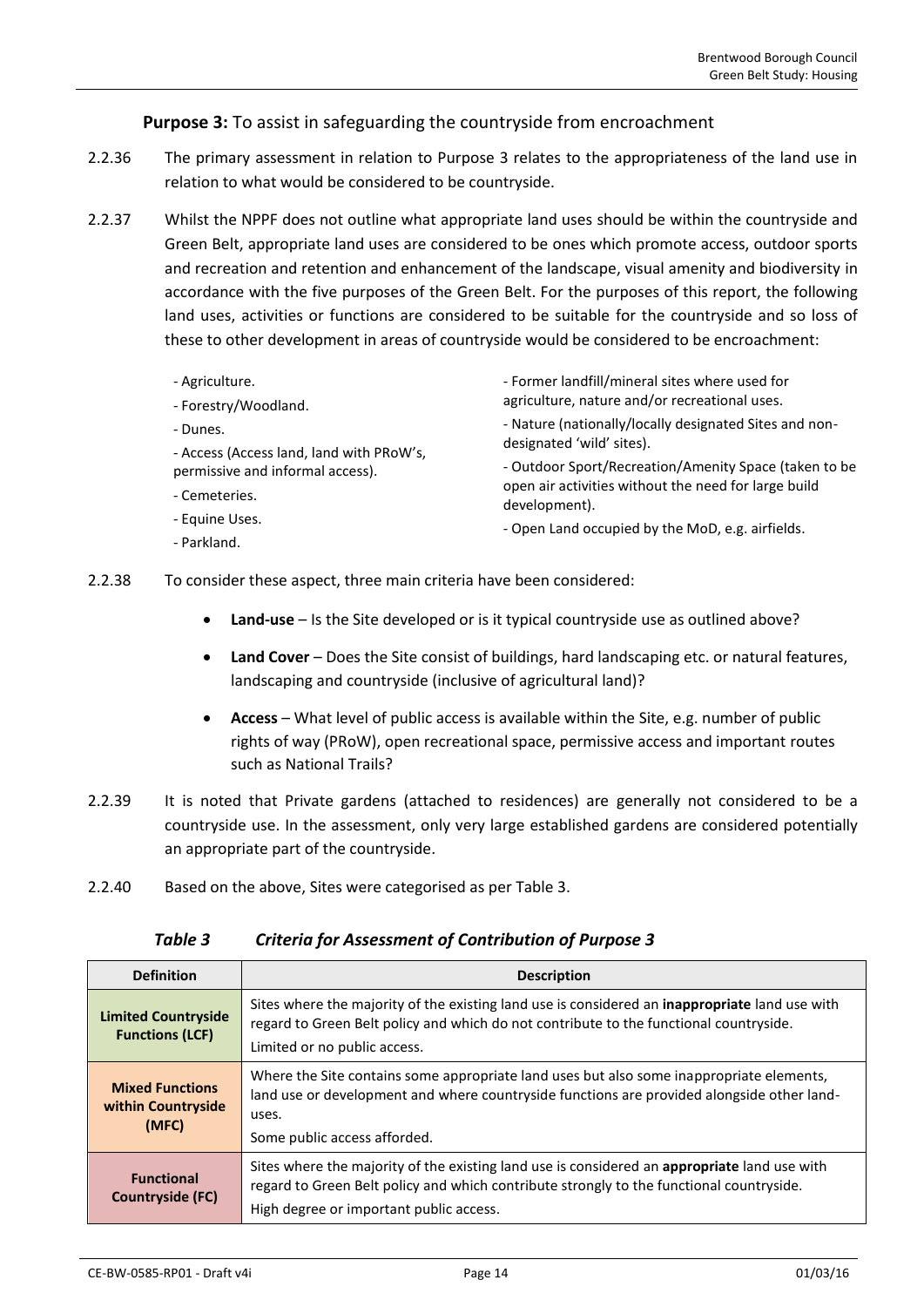**Purpose 3:** To assist in safeguarding the countryside from encroachment

2.2.36 The primary assessment in relation to Purpose 3 relates to the appropriateness of the land use in relation to what would be considered to be countryside.

2.2.37 Whilst the NPPF does not outline what appropriate land uses should be within the countryside and Green Belt, appropriate land uses are considered to be ones which promote access, outdoor sports and recreation and retention and enhancement of the landscape, visual amenity and biodiversity in accordance with the five purposes of the Green Belt. For the purposes of this report, the following land uses, activities or functions are considered to be suitable for the countryside and so loss of these to other development in areas of countryside would be considered to be encroachment:

- Agriculture.
- Forestry/Woodland.
- Dunes.
- Access (Access land, land with PRoW's, permissive and informal access).
- Cemeteries.
- Equine Uses.
- Parkland.
- Former landfill/mineral sites where used for agriculture, nature and/or recreational uses.
- Nature (nationally/locally designated Sites and non-designated 'wild' sites).
- Outdoor Sport/Recreation/Amenity Space (taken to be open air activities without the need for large build development).
- Open Land occupied by the MoD, e.g. airfields.

2.2.38 To consider these aspect, three main criteria have been considered:

- **Land-use** – Is the Site developed or is it typical countryside use as outlined above?
- **Land Cover** – Does the Site consist of buildings, hard landscaping etc. or natural features, landscaping and countryside (inclusive of agricultural land)?
- **Access** – What level of public access is available within the Site, e.g. number of public rights of way (PRoW), open recreational space, permissive access and important routes such as National Trails?

2.2.39 It is noted that Private gardens (attached to residences) are generally not considered to be a countryside use. In the assessment, only very large established gardens are considered potentially an appropriate part of the countryside.

2.2.40 Based on the above, Sites were categorised as per Table 3.

*Table 3 Criteria for Assessment of Contribution of Purpose 3*

| Definition | Description |
|---|---|
| **Limited Countryside Functions (LCF)** | Sites where the majority of the existing land use is considered an **inappropriate** land use with regard to Green Belt policy and which do not contribute to the functional countryside. Limited or no public access. |
| **Mixed Functions within Countryside (MFC)** | Where the Site contains some appropriate land uses but also some inappropriate elements, land use or development and where countryside functions are provided alongside other land-uses. Some public access afforded. |
| **Functional Countryside (FC)** | Sites where the majority of the existing land use is considered an **appropriate** land use with regard to Green Belt policy and which contribute strongly to the functional countryside. High degree or important public access. |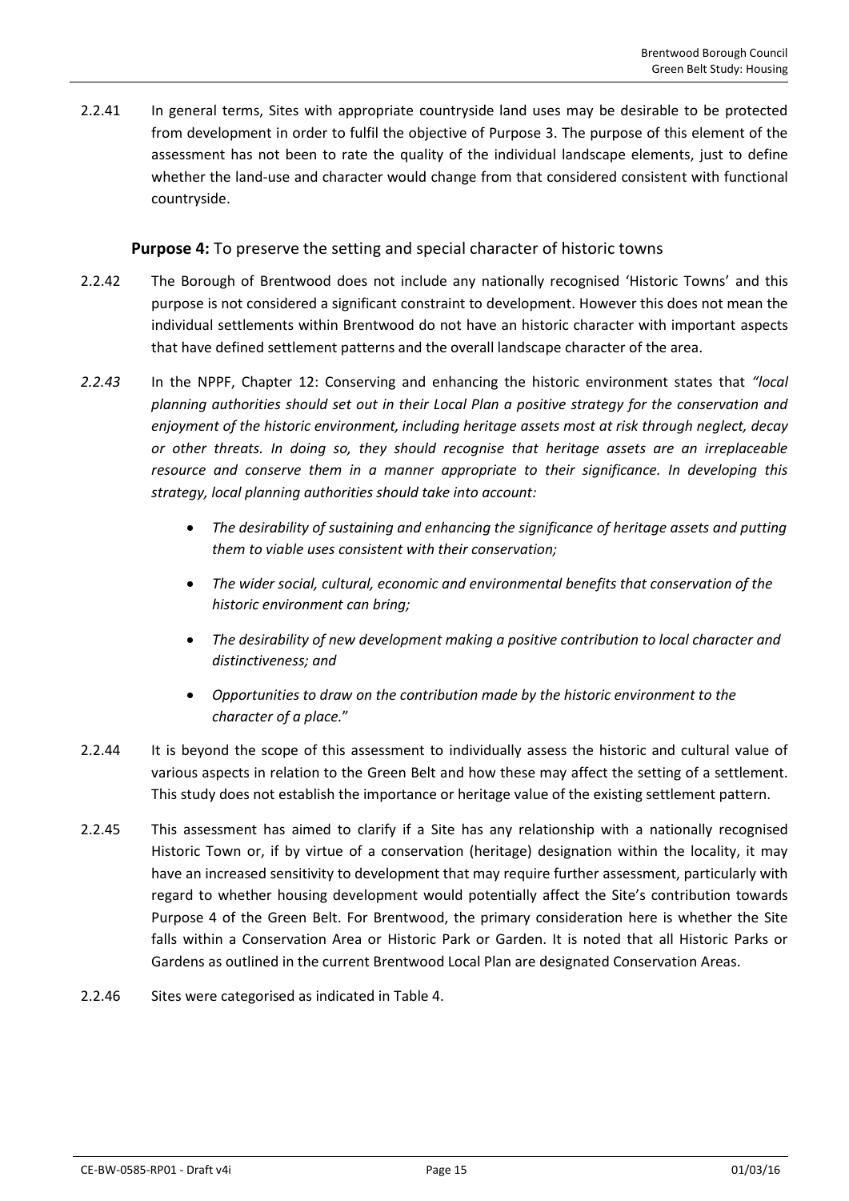2.2.41 In general terms, Sites with appropriate countryside land uses may be desirable to be protected from development in order to fulfil the objective of Purpose 3. The purpose of this element of the assessment has not been to rate the quality of the individual landscape elements, just to define whether the land-use and character would change from that considered consistent with functional countryside.

### **Purpose 4:** To preserve the setting and special character of historic towns

2.2.42 The Borough of Brentwood does not include any nationally recognised 'Historic Towns' and this purpose is not considered a significant constraint to development. However this does not mean the individual settlements within Brentwood do not have an historic character with important aspects that have defined settlement patterns and the overall landscape character of the area.

*2.2.43* In the NPPF, Chapter 12: Conserving and enhancing the historic environment states that *"local planning authorities should set out in their Local Plan a positive strategy for the conservation and enjoyment of the historic environment, including heritage assets most at risk through neglect, decay or other threats. In doing so, they should recognise that heritage assets are an irreplaceable resource and conserve them in a manner appropriate to their significance. In developing this strategy, local planning authorities should take into account:*

- *The desirability of sustaining and enhancing the significance of heritage assets and putting them to viable uses consistent with their conservation;*
- *The wider social, cultural, economic and environmental benefits that conservation of the historic environment can bring;*
- *The desirability of new development making a positive contribution to local character and distinctiveness; and*
- *Opportunities to draw on the contribution made by the historic environment to the character of a place.*"

2.2.44 It is beyond the scope of this assessment to individually assess the historic and cultural value of various aspects in relation to the Green Belt and how these may affect the setting of a settlement. This study does not establish the importance or heritage value of the existing settlement pattern.

2.2.45 This assessment has aimed to clarify if a Site has any relationship with a nationally recognised Historic Town or, if by virtue of a conservation (heritage) designation within the locality, it may have an increased sensitivity to development that may require further assessment, particularly with regard to whether housing development would potentially affect the Site's contribution towards Purpose 4 of the Green Belt. For Brentwood, the primary consideration here is whether the Site falls within a Conservation Area or Historic Park or Garden. It is noted that all Historic Parks or Gardens as outlined in the current Brentwood Local Plan are designated Conservation Areas.

2.2.46 Sites were categorised as indicated in Table 4.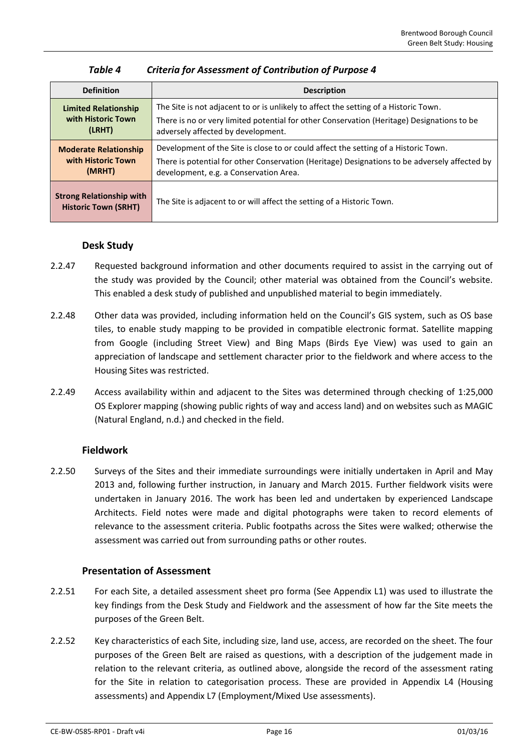*Table 4 Criteria for Assessment of Contribution of Purpose 4*

| Definition | Description |
|---|---|
| **Limited Relationship with Historic Town (LRHT)** | The Site is not adjacent to or is unlikely to affect the setting of a Historic Town.<br>There is no or very limited potential for other Conservation (Heritage) Designations to be adversely affected by development. |
| **Moderate Relationship with Historic Town (MRHT)** | Development of the Site is close to or could affect the setting of a Historic Town.<br>There is potential for other Conservation (Heritage) Designations to be adversely affected by development, e.g. a Conservation Area. |
| **Strong Relationship with Historic Town (SRHT)** | The Site is adjacent to or will affect the setting of a Historic Town. |

### Desk Study

2.2.47 Requested background information and other documents required to assist in the carrying out of the study was provided by the Council; other material was obtained from the Council's website. This enabled a desk study of published and unpublished material to begin immediately.

2.2.48 Other data was provided, including information held on the Council's GIS system, such as OS base tiles, to enable study mapping to be provided in compatible electronic format. Satellite mapping from Google (including Street View) and Bing Maps (Birds Eye View) was used to gain an appreciation of landscape and settlement character prior to the fieldwork and where access to the Housing Sites was restricted.

2.2.49 Access availability within and adjacent to the Sites was determined through checking of 1:25,000 OS Explorer mapping (showing public rights of way and access land) and on websites such as MAGIC (Natural England, n.d.) and checked in the field.

### Fieldwork

2.2.50 Surveys of the Sites and their immediate surroundings were initially undertaken in April and May 2013 and, following further instruction, in January and March 2015. Further fieldwork visits were undertaken in January 2016. The work has been led and undertaken by experienced Landscape Architects. Field notes were made and digital photographs were taken to record elements of relevance to the assessment criteria. Public footpaths across the Sites were walked; otherwise the assessment was carried out from surrounding paths or other routes.

### Presentation of Assessment

2.2.51 For each Site, a detailed assessment sheet pro forma (See Appendix L1) was used to illustrate the key findings from the Desk Study and Fieldwork and the assessment of how far the Site meets the purposes of the Green Belt.

2.2.52 Key characteristics of each Site, including size, land use, access, are recorded on the sheet. The four purposes of the Green Belt are raised as questions, with a description of the judgement made in relation to the relevant criteria, as outlined above, alongside the record of the assessment rating for the Site in relation to categorisation process. These are provided in Appendix L4 (Housing assessments) and Appendix L7 (Employment/Mixed Use assessments).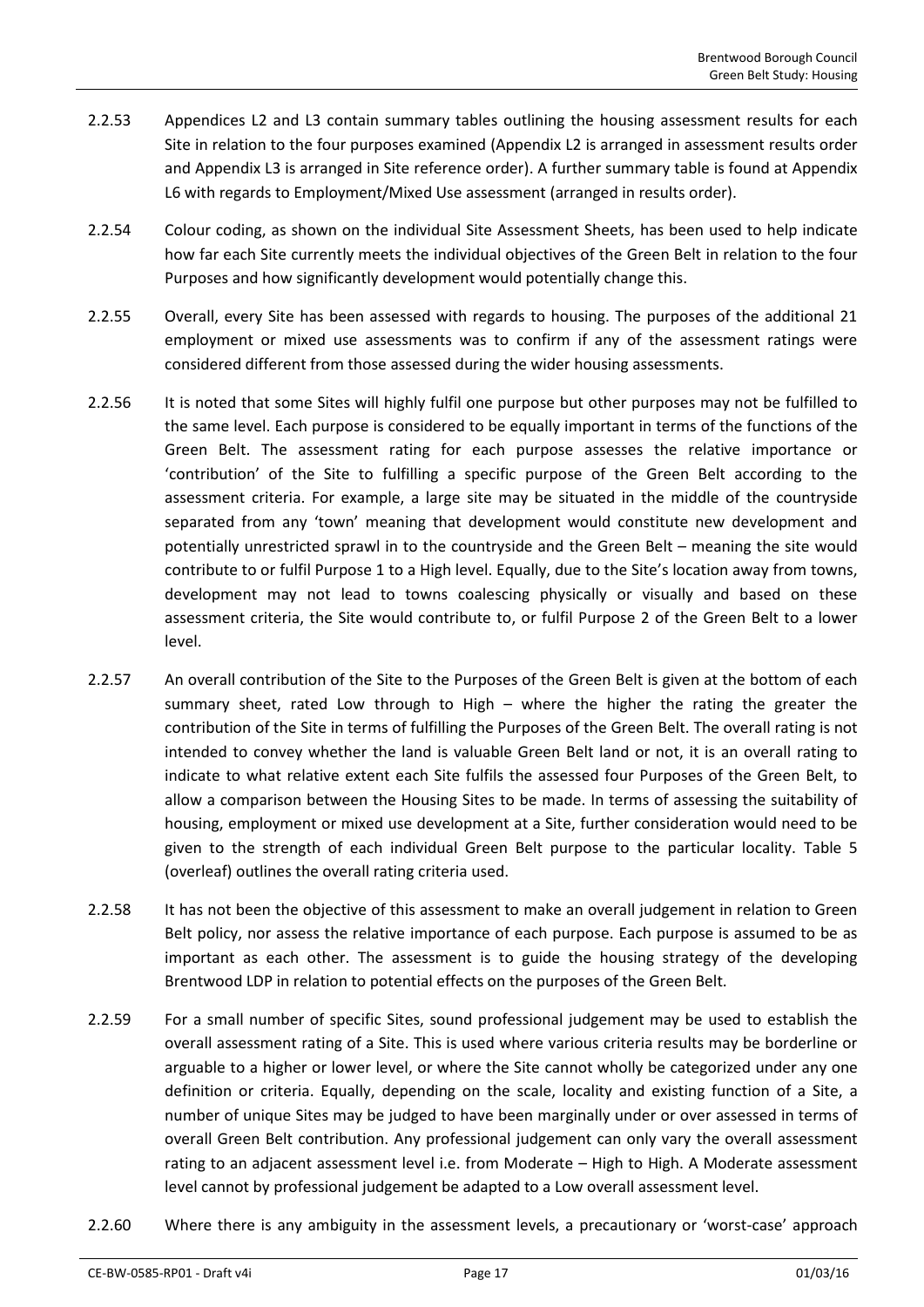2.2.53 Appendices L2 and L3 contain summary tables outlining the housing assessment results for each Site in relation to the four purposes examined (Appendix L2 is arranged in assessment results order and Appendix L3 is arranged in Site reference order). A further summary table is found at Appendix L6 with regards to Employment/Mixed Use assessment (arranged in results order).

2.2.54 Colour coding, as shown on the individual Site Assessment Sheets, has been used to help indicate how far each Site currently meets the individual objectives of the Green Belt in relation to the four Purposes and how significantly development would potentially change this.

2.2.55 Overall, every Site has been assessed with regards to housing. The purposes of the additional 21 employment or mixed use assessments was to confirm if any of the assessment ratings were considered different from those assessed during the wider housing assessments.

2.2.56 It is noted that some Sites will highly fulfil one purpose but other purposes may not be fulfilled to the same level. Each purpose is considered to be equally important in terms of the functions of the Green Belt. The assessment rating for each purpose assesses the relative importance or 'contribution' of the Site to fulfilling a specific purpose of the Green Belt according to the assessment criteria. For example, a large site may be situated in the middle of the countryside separated from any 'town' meaning that development would constitute new development and potentially unrestricted sprawl in to the countryside and the Green Belt – meaning the site would contribute to or fulfil Purpose 1 to a High level. Equally, due to the Site's location away from towns, development may not lead to towns coalescing physically or visually and based on these assessment criteria, the Site would contribute to, or fulfil Purpose 2 of the Green Belt to a lower level.

2.2.57 An overall contribution of the Site to the Purposes of the Green Belt is given at the bottom of each summary sheet, rated Low through to High – where the higher the rating the greater the contribution of the Site in terms of fulfilling the Purposes of the Green Belt. The overall rating is not intended to convey whether the land is valuable Green Belt land or not, it is an overall rating to indicate to what relative extent each Site fulfils the assessed four Purposes of the Green Belt, to allow a comparison between the Housing Sites to be made. In terms of assessing the suitability of housing, employment or mixed use development at a Site, further consideration would need to be given to the strength of each individual Green Belt purpose to the particular locality. Table 5 (overleaf) outlines the overall rating criteria used.

2.2.58 It has not been the objective of this assessment to make an overall judgement in relation to Green Belt policy, nor assess the relative importance of each purpose. Each purpose is assumed to be as important as each other. The assessment is to guide the housing strategy of the developing Brentwood LDP in relation to potential effects on the purposes of the Green Belt.

2.2.59 For a small number of specific Sites, sound professional judgement may be used to establish the overall assessment rating of a Site. This is used where various criteria results may be borderline or arguable to a higher or lower level, or where the Site cannot wholly be categorized under any one definition or criteria. Equally, depending on the scale, locality and existing function of a Site, a number of unique Sites may be judged to have been marginally under or over assessed in terms of overall Green Belt contribution. Any professional judgement can only vary the overall assessment rating to an adjacent assessment level i.e. from Moderate – High to High. A Moderate assessment level cannot by professional judgement be adapted to a Low overall assessment level.

2.2.60 Where there is any ambiguity in the assessment levels, a precautionary or 'worst-case' approach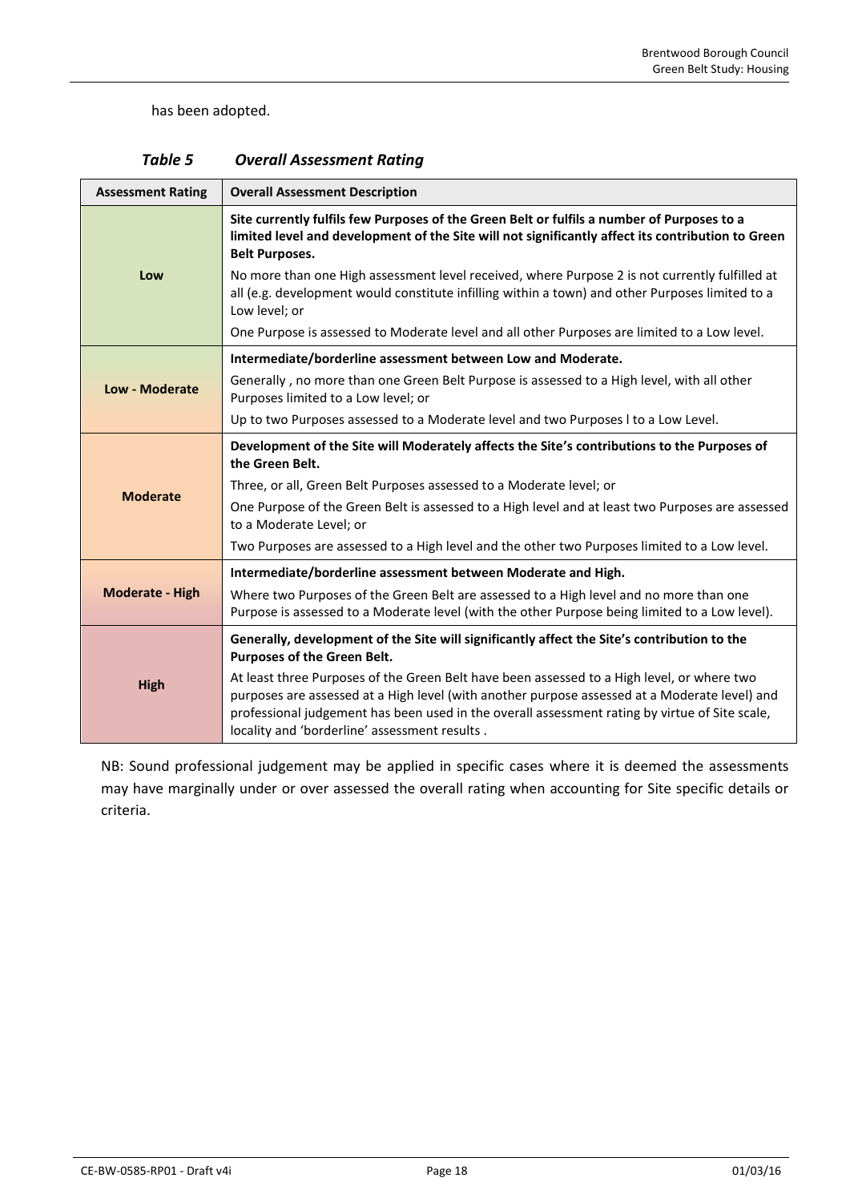has been adopted.

*Table 5 Overall Assessment Rating*

| Assessment Rating | Overall Assessment Description |
| --- | --- |
| **Low** | **Site currently fulfils few Purposes of the Green Belt or fulfils a number of Purposes to a limited level and development of the Site will not significantly affect its contribution to Green Belt Purposes.**<br>No more than one High assessment level received, where Purpose 2 is not currently fulfilled at all (e.g. development would constitute infilling within a town) and other Purposes limited to a Low level; or<br>One Purpose is assessed to Moderate level and all other Purposes are limited to a Low level. |
| **Low - Moderate** | **Intermediate/borderline assessment between Low and Moderate.**<br>Generally , no more than one Green Belt Purpose is assessed to a High level, with all other Purposes limited to a Low level; or<br>Up to two Purposes assessed to a Moderate level and two Purposes l to a Low Level. |
| **Moderate** | **Development of the Site will Moderately affects the Site's contributions to the Purposes of the Green Belt.**<br>Three, or all, Green Belt Purposes assessed to a Moderate level; or<br>One Purpose of the Green Belt is assessed to a High level and at least two Purposes are assessed to a Moderate Level; or<br>Two Purposes are assessed to a High level and the other two Purposes limited to a Low level. |
| **Moderate - High** | **Intermediate/borderline assessment between Moderate and High.**<br>Where two Purposes of the Green Belt are assessed to a High level and no more than one Purpose is assessed to a Moderate level (with the other Purpose being limited to a Low level). |
| **High** | **Generally, development of the Site will significantly affect the Site's contribution to the Purposes of the Green Belt.**<br>At least three Purposes of the Green Belt have been assessed to a High level, or where two purposes are assessed at a High level (with another purpose assessed at a Moderate level) and professional judgement has been used in the overall assessment rating by virtue of Site scale, locality and 'borderline' assessment results . |

NB: Sound professional judgement may be applied in specific cases where it is deemed the assessments may have marginally under or over assessed the overall rating when accounting for Site specific details or criteria.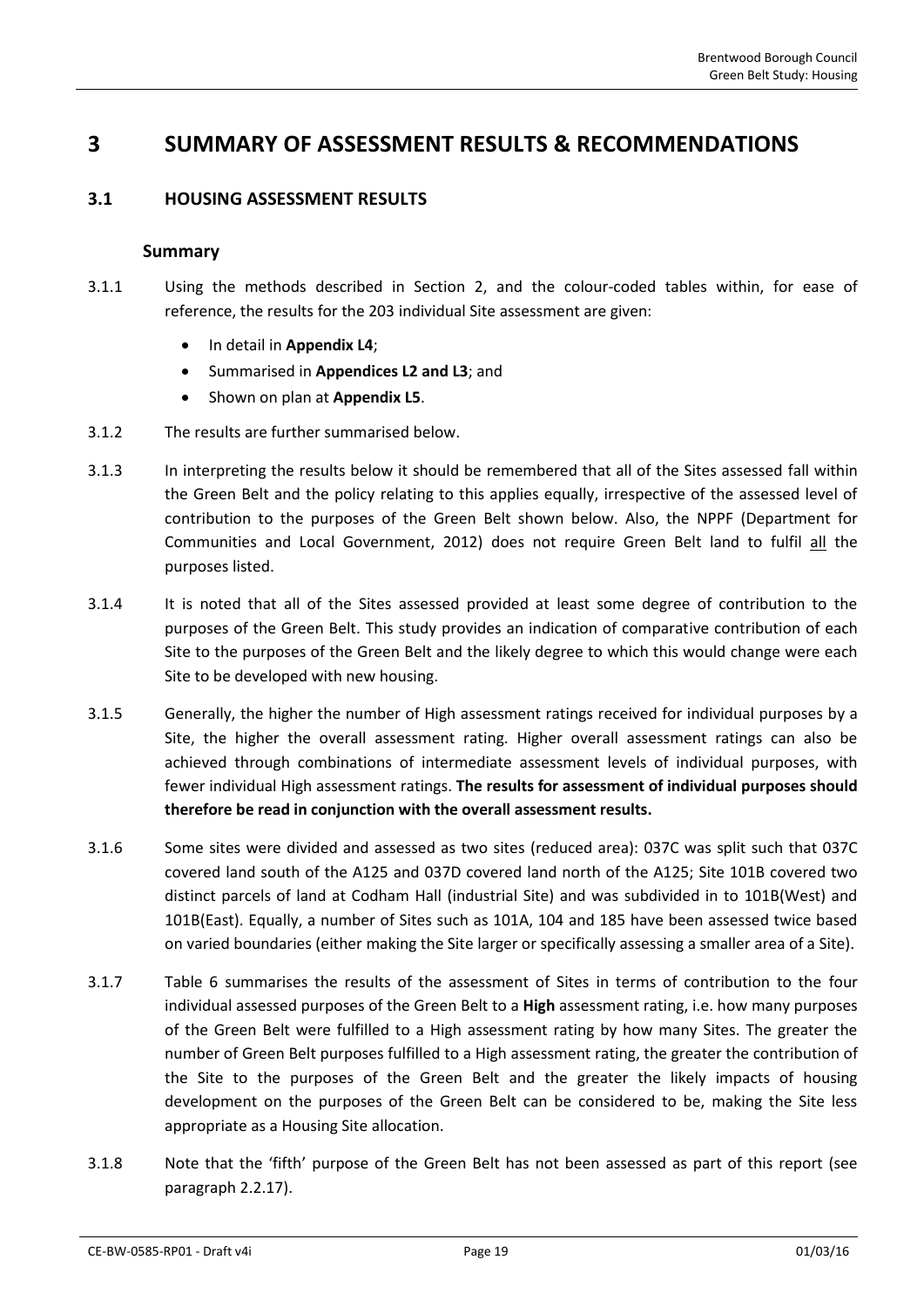# 3 SUMMARY OF ASSESSMENT RESULTS & RECOMMENDATIONS

## 3.1 HOUSING ASSESSMENT RESULTS

### Summary

3.1.1 Using the methods described in Section 2, and the colour-coded tables within, for ease of reference, the results for the 203 individual Site assessment are given:

- In detail in **Appendix L4**;
- Summarised in **Appendices L2 and L3**; and
- Shown on plan at **Appendix L5**.

3.1.2 The results are further summarised below.

3.1.3 In interpreting the results below it should be remembered that all of the Sites assessed fall within the Green Belt and the policy relating to this applies equally, irrespective of the assessed level of contribution to the purposes of the Green Belt shown below. Also, the NPPF (Department for Communities and Local Government, 2012) does not require Green Belt land to fulfil all the purposes listed.

3.1.4 It is noted that all of the Sites assessed provided at least some degree of contribution to the purposes of the Green Belt. This study provides an indication of comparative contribution of each Site to the purposes of the Green Belt and the likely degree to which this would change were each Site to be developed with new housing.

3.1.5 Generally, the higher the number of High assessment ratings received for individual purposes by a Site, the higher the overall assessment rating. Higher overall assessment ratings can also be achieved through combinations of intermediate assessment levels of individual purposes, with fewer individual High assessment ratings. **The results for assessment of individual purposes should therefore be read in conjunction with the overall assessment results.**

3.1.6 Some sites were divided and assessed as two sites (reduced area): 037C was split such that 037C covered land south of the A125 and 037D covered land north of the A125; Site 101B covered two distinct parcels of land at Codham Hall (industrial Site) and was subdivided in to 101B(West) and 101B(East). Equally, a number of Sites such as 101A, 104 and 185 have been assessed twice based on varied boundaries (either making the Site larger or specifically assessing a smaller area of a Site).

3.1.7 Table 6 summarises the results of the assessment of Sites in terms of contribution to the four individual assessed purposes of the Green Belt to a **High** assessment rating, i.e. how many purposes of the Green Belt were fulfilled to a High assessment rating by how many Sites. The greater the number of Green Belt purposes fulfilled to a High assessment rating, the greater the contribution of the Site to the purposes of the Green Belt and the greater the likely impacts of housing development on the purposes of the Green Belt can be considered to be, making the Site less appropriate as a Housing Site allocation.

3.1.8 Note that the 'fifth' purpose of the Green Belt has not been assessed as part of this report (see paragraph 2.2.17).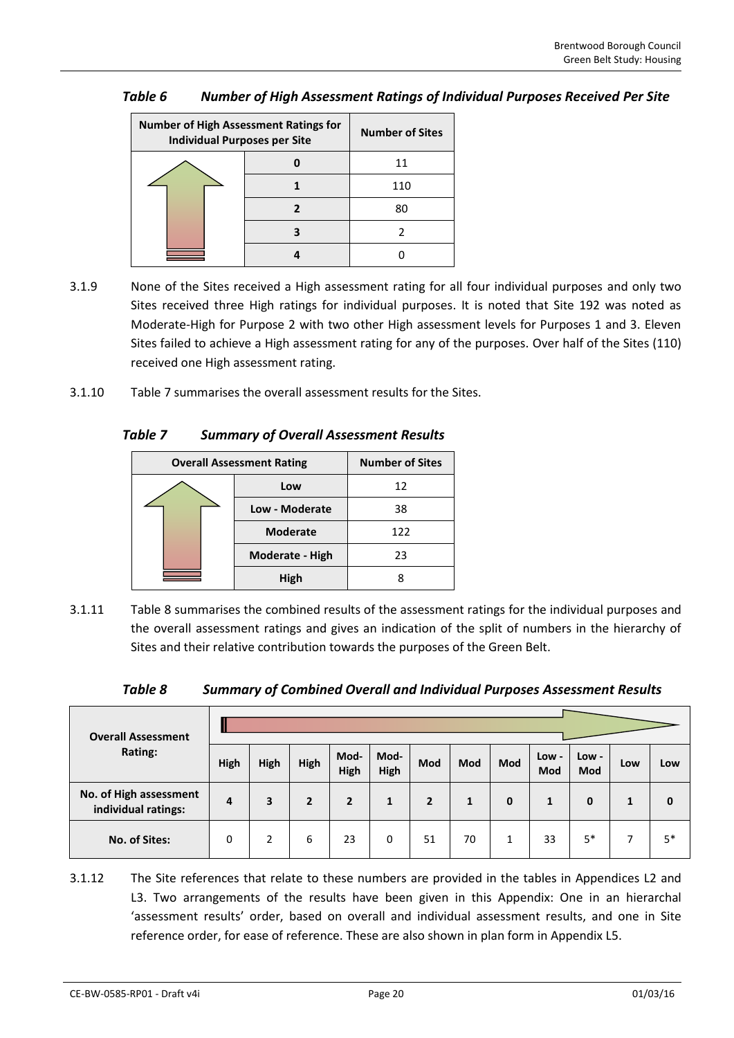*Table 6 Number of High Assessment Ratings of Individual Purposes Received Per Site*

| Number of High Assessment Ratings for Individual Purposes per Site | | Number of Sites |
|---|---|---|
| | **0** | 11 |
| | **1** | 110 |
| | **2** | 80 |
| | **3** | 2 |
| | **4** | 0 |

3.1.9 None of the Sites received a High assessment rating for all four individual purposes and only two Sites received three High ratings for individual purposes. It is noted that Site 192 was noted as Moderate-High for Purpose 2 with two other High assessment levels for Purposes 1 and 3. Eleven Sites failed to achieve a High assessment rating for any of the purposes. Over half of the Sites (110) received one High assessment rating.

3.1.10 Table 7 summarises the overall assessment results for the Sites.

*Table 7 Summary of Overall Assessment Results*

| Overall Assessment Rating | | Number of Sites |
|---|---|---|
| | **Low** | 12 |
| | **Low - Moderate** | 38 |
| | **Moderate** | 122 |
| | **Moderate - High** | 23 |
| | **High** | 8 |

3.1.11 Table 8 summarises the combined results of the assessment ratings for the individual purposes and the overall assessment ratings and gives an indication of the split of numbers in the hierarchy of Sites and their relative contribution towards the purposes of the Green Belt.

*Table 8 Summary of Combined Overall and Individual Purposes Assessment Results*

| Overall Assessment Rating: | High | High | High | Mod-High | Mod-High | Mod | Mod | Mod | Low - Mod | Low - Mod | Low | Low |
|---|---|---|---|---|---|---|---|---|---|---|---|---|
| **No. of High assessment individual ratings:** | **4** | **3** | **2** | **2** | **1** | **2** | **1** | **0** | **1** | **0** | **1** | **0** |
| **No. of Sites:** | 0 | 2 | 6 | 23 | 0 | 51 | 70 | 1 | 33 | 5* | 7 | 5* |

3.1.12 The Site references that relate to these numbers are provided in the tables in Appendices L2 and L3. Two arrangements of the results have been given in this Appendix: One in an hierarchal 'assessment results' order, based on overall and individual assessment results, and one in Site reference order, for ease of reference. These are also shown in plan form in Appendix L5.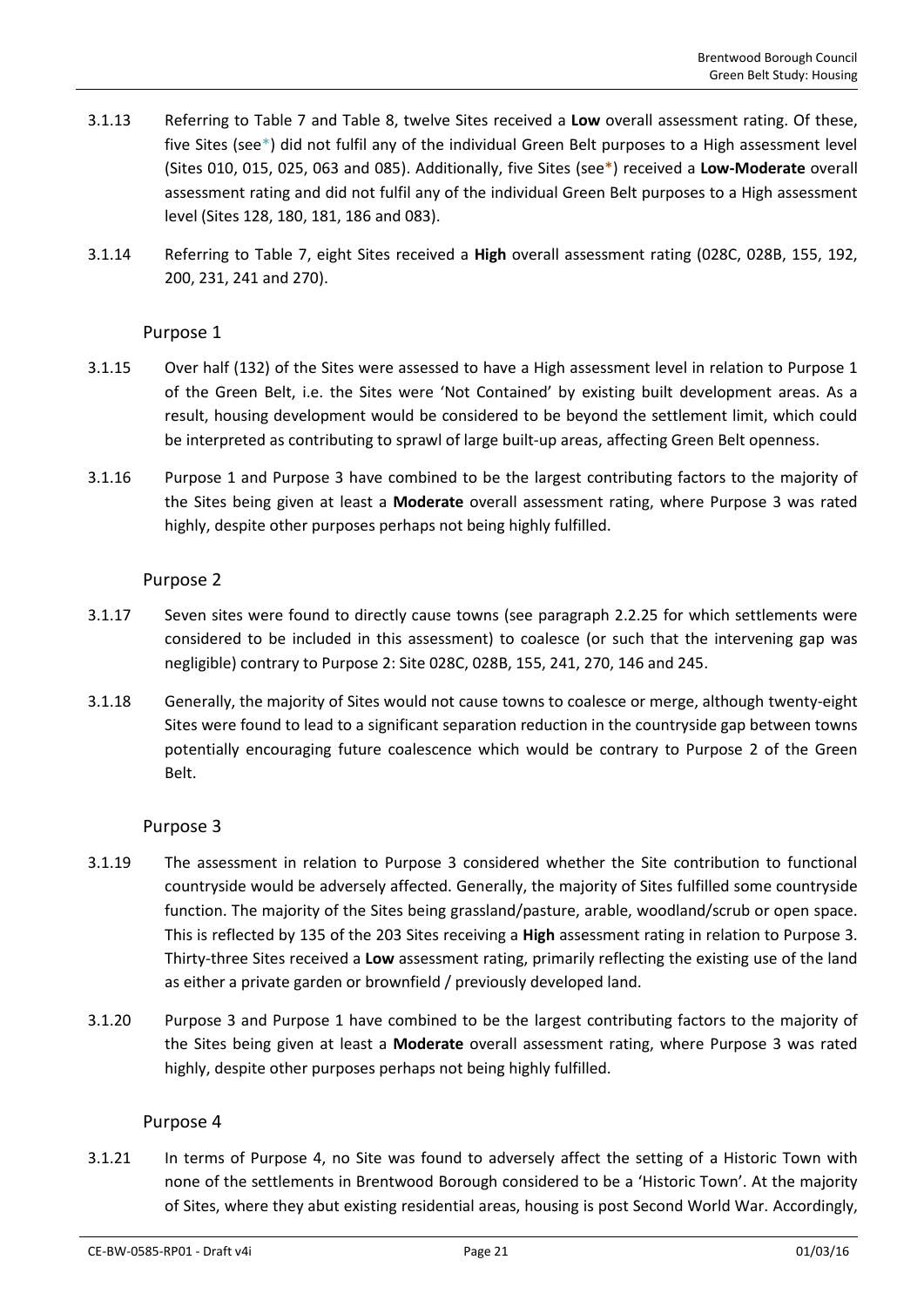3.1.13 Referring to Table 7 and Table 8, twelve Sites received a **Low** overall assessment rating. Of these, five Sites (see*) did not fulfil any of the individual Green Belt purposes to a High assessment level (Sites 010, 015, 025, 063 and 085). Additionally, five Sites (see*) received a **Low-Moderate** overall assessment rating and did not fulfil any of the individual Green Belt purposes to a High assessment level (Sites 128, 180, 181, 186 and 083).

3.1.14 Referring to Table 7, eight Sites received a **High** overall assessment rating (028C, 028B, 155, 192, 200, 231, 241 and 270).

### Purpose 1

3.1.15 Over half (132) of the Sites were assessed to have a High assessment level in relation to Purpose 1 of the Green Belt, i.e. the Sites were 'Not Contained' by existing built development areas. As a result, housing development would be considered to be beyond the settlement limit, which could be interpreted as contributing to sprawl of large built-up areas, affecting Green Belt openness.

3.1.16 Purpose 1 and Purpose 3 have combined to be the largest contributing factors to the majority of the Sites being given at least a **Moderate** overall assessment rating, where Purpose 3 was rated highly, despite other purposes perhaps not being highly fulfilled.

### Purpose 2

3.1.17 Seven sites were found to directly cause towns (see paragraph 2.2.25 for which settlements were considered to be included in this assessment) to coalesce (or such that the intervening gap was negligible) contrary to Purpose 2: Site 028C, 028B, 155, 241, 270, 146 and 245.

3.1.18 Generally, the majority of Sites would not cause towns to coalesce or merge, although twenty-eight Sites were found to lead to a significant separation reduction in the countryside gap between towns potentially encouraging future coalescence which would be contrary to Purpose 2 of the Green Belt.

### Purpose 3

3.1.19 The assessment in relation to Purpose 3 considered whether the Site contribution to functional countryside would be adversely affected. Generally, the majority of Sites fulfilled some countryside function. The majority of the Sites being grassland/pasture, arable, woodland/scrub or open space. This is reflected by 135 of the 203 Sites receiving a **High** assessment rating in relation to Purpose 3. Thirty-three Sites received a **Low** assessment rating, primarily reflecting the existing use of the land as either a private garden or brownfield / previously developed land.

3.1.20 Purpose 3 and Purpose 1 have combined to be the largest contributing factors to the majority of the Sites being given at least a **Moderate** overall assessment rating, where Purpose 3 was rated highly, despite other purposes perhaps not being highly fulfilled.

### Purpose 4

3.1.21 In terms of Purpose 4, no Site was found to adversely affect the setting of a Historic Town with none of the settlements in Brentwood Borough considered to be a 'Historic Town'. At the majority of Sites, where they abut existing residential areas, housing is post Second World War. Accordingly,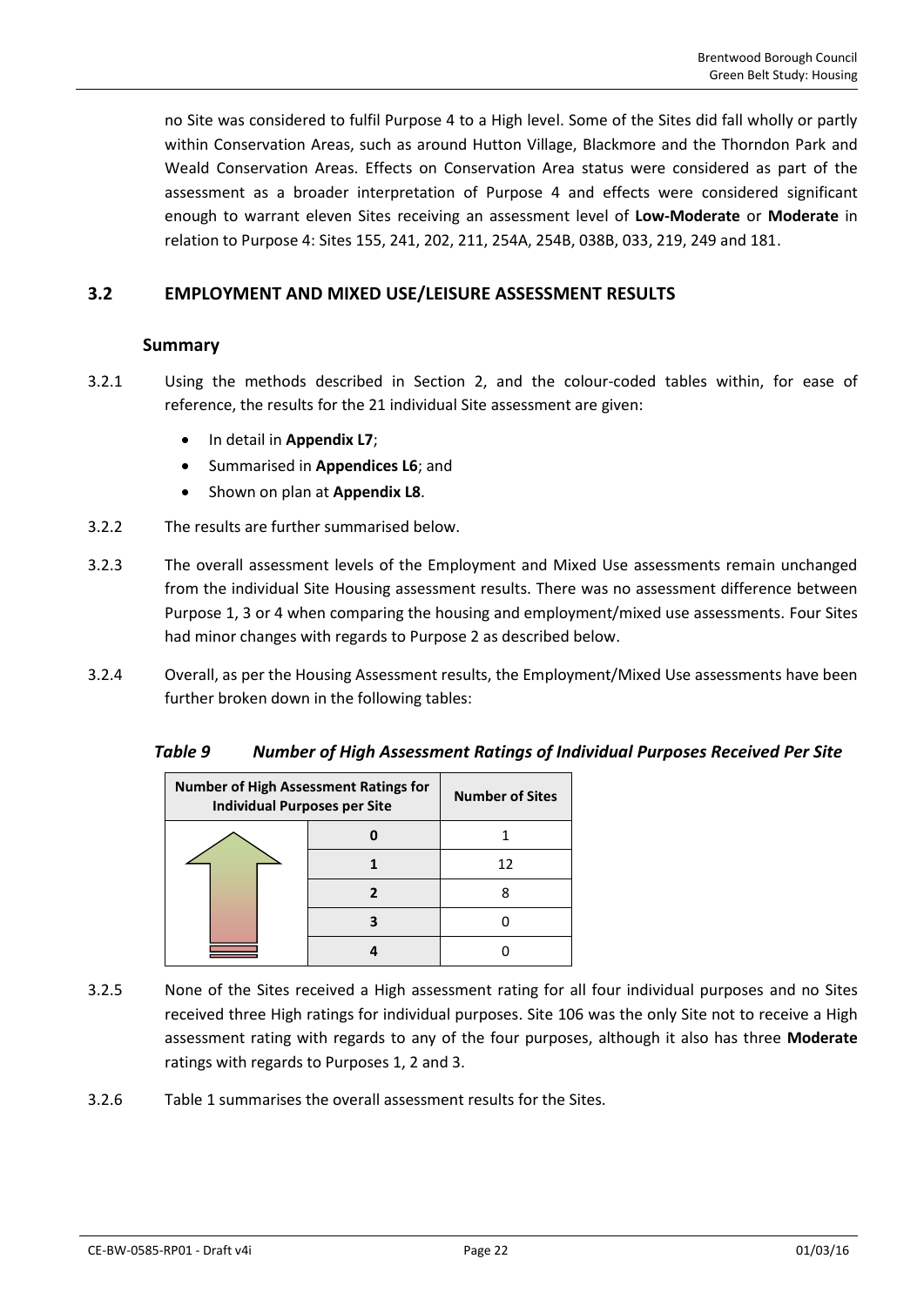no Site was considered to fulfil Purpose 4 to a High level. Some of the Sites did fall wholly or partly within Conservation Areas, such as around Hutton Village, Blackmore and the Thorndon Park and Weald Conservation Areas. Effects on Conservation Area status were considered as part of the assessment as a broader interpretation of Purpose 4 and effects were considered significant enough to warrant eleven Sites receiving an assessment level of **Low-Moderate** or **Moderate** in relation to Purpose 4: Sites 155, 241, 202, 211, 254A, 254B, 038B, 033, 219, 249 and 181.

## 3.2 EMPLOYMENT AND MIXED USE/LEISURE ASSESSMENT RESULTS

### Summary

3.2.1 Using the methods described in Section 2, and the colour-coded tables within, for ease of reference, the results for the 21 individual Site assessment are given:

- In detail in **Appendix L7**;
- Summarised in **Appendices L6**; and
- Shown on plan at **Appendix L8**.

3.2.2 The results are further summarised below.

3.2.3 The overall assessment levels of the Employment and Mixed Use assessments remain unchanged from the individual Site Housing assessment results. There was no assessment difference between Purpose 1, 3 or 4 when comparing the housing and employment/mixed use assessments. Four Sites had minor changes with regards to Purpose 2 as described below.

3.2.4 Overall, as per the Housing Assessment results, the Employment/Mixed Use assessments have been further broken down in the following tables:

***Table 9 Number of High Assessment Ratings of Individual Purposes Received Per Site***

| Number of High Assessment Ratings for Individual Purposes per Site | Number of Sites |
|---|---|
| 0 | 1 |
| 1 | 12 |
| 2 | 8 |
| 3 | 0 |
| 4 | 0 |

3.2.5 None of the Sites received a High assessment rating for all four individual purposes and no Sites received three High ratings for individual purposes. Site 106 was the only Site not to receive a High assessment rating with regards to any of the four purposes, although it also has three **Moderate** ratings with regards to Purposes 1, 2 and 3.

3.2.6 Table 1 summarises the overall assessment results for the Sites.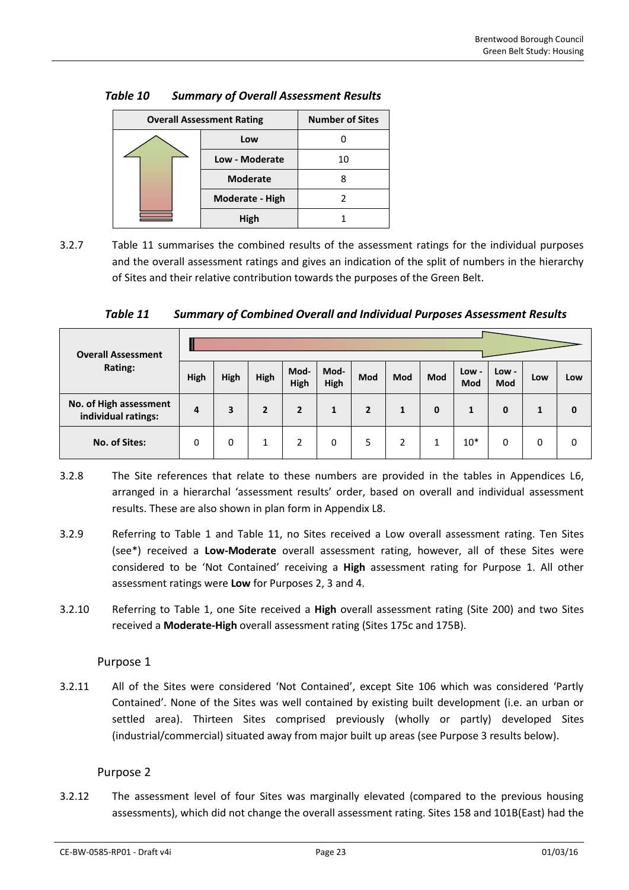*Table 10 Summary of Overall Assessment Results*

| Overall Assessment Rating | Number of Sites |
|---|---|
| Low | 0 |
| Low - Moderate | 10 |
| Moderate | 8 |
| Moderate - High | 2 |
| High | 1 |

3.2.7 Table 11 summarises the combined results of the assessment ratings for the individual purposes and the overall assessment ratings and gives an indication of the split of numbers in the hierarchy of Sites and their relative contribution towards the purposes of the Green Belt.

*Table 11 Summary of Combined Overall and Individual Purposes Assessment Results*

| Overall Assessment Rating: | High | High | High | Mod-High | Mod-High | Mod | Mod | Mod | Low - Mod | Low - Mod | Low | Low |
|---|---|---|---|---|---|---|---|---|---|---|---|---|
| **No. of High assessment individual ratings:** | **4** | **3** | **2** | **2** | **1** | **2** | **1** | **0** | **1** | **0** | **1** | **0** |
| **No. of Sites:** | 0 | 0 | 1 | 2 | 0 | 5 | 2 | 1 | 10* | 0 | 0 | 0 |

3.2.8 The Site references that relate to these numbers are provided in the tables in Appendices L6, arranged in a hierarchal 'assessment results' order, based on overall and individual assessment results. These are also shown in plan form in Appendix L8.

3.2.9 Referring to Table 1 and Table 11, no Sites received a Low overall assessment rating. Ten Sites (see*) received a **Low-Moderate** overall assessment rating, however, all of these Sites were considered to be 'Not Contained' receiving a **High** assessment rating for Purpose 1. All other assessment ratings were **Low** for Purposes 2, 3 and 4.

3.2.10 Referring to Table 1, one Site received a **High** overall assessment rating (Site 200) and two Sites received a **Moderate-High** overall assessment rating (Sites 175c and 175B).

### Purpose 1

3.2.11 All of the Sites were considered 'Not Contained', except Site 106 which was considered 'Partly Contained'. None of the Sites was well contained by existing built development (i.e. an urban or settled area). Thirteen Sites comprised previously (wholly or partly) developed Sites (industrial/commercial) situated away from major built up areas (see Purpose 3 results below).

### Purpose 2

3.2.12 The assessment level of four Sites was marginally elevated (compared to the previous housing assessments), which did not change the overall assessment rating. Sites 158 and 101B(East) had the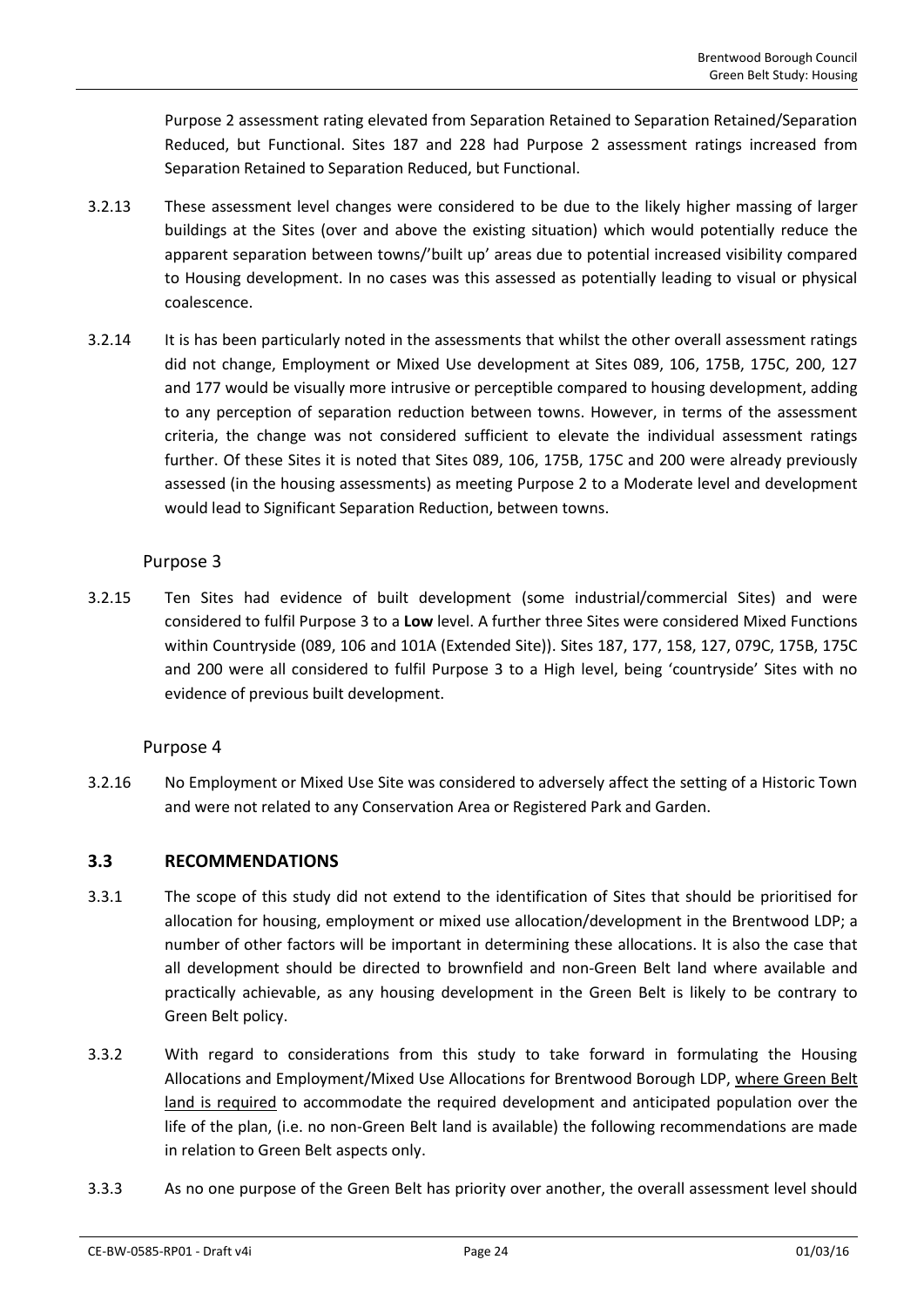Purpose 2 assessment rating elevated from Separation Retained to Separation Retained/Separation Reduced, but Functional. Sites 187 and 228 had Purpose 2 assessment ratings increased from Separation Retained to Separation Reduced, but Functional.

3.2.13 These assessment level changes were considered to be due to the likely higher massing of larger buildings at the Sites (over and above the existing situation) which would potentially reduce the apparent separation between towns/'built up' areas due to potential increased visibility compared to Housing development. In no cases was this assessed as potentially leading to visual or physical coalescence.

3.2.14 It is has been particularly noted in the assessments that whilst the other overall assessment ratings did not change, Employment or Mixed Use development at Sites 089, 106, 175B, 175C, 200, 127 and 177 would be visually more intrusive or perceptible compared to housing development, adding to any perception of separation reduction between towns. However, in terms of the assessment criteria, the change was not considered sufficient to elevate the individual assessment ratings further. Of these Sites it is noted that Sites 089, 106, 175B, 175C and 200 were already previously assessed (in the housing assessments) as meeting Purpose 2 to a Moderate level and development would lead to Significant Separation Reduction, between towns.

#### Purpose 3

3.2.15 Ten Sites had evidence of built development (some industrial/commercial Sites) and were considered to fulfil Purpose 3 to a **Low** level. A further three Sites were considered Mixed Functions within Countryside (089, 106 and 101A (Extended Site)). Sites 187, 177, 158, 127, 079C, 175B, 175C and 200 were all considered to fulfil Purpose 3 to a High level, being 'countryside' Sites with no evidence of previous built development.

#### Purpose 4

3.2.16 No Employment or Mixed Use Site was considered to adversely affect the setting of a Historic Town and were not related to any Conservation Area or Registered Park and Garden.

### 3.3 RECOMMENDATIONS

3.3.1 The scope of this study did not extend to the identification of Sites that should be prioritised for allocation for housing, employment or mixed use allocation/development in the Brentwood LDP; a number of other factors will be important in determining these allocations. It is also the case that all development should be directed to brownfield and non-Green Belt land where available and practically achievable, as any housing development in the Green Belt is likely to be contrary to Green Belt policy.

3.3.2 With regard to considerations from this study to take forward in formulating the Housing Allocations and Employment/Mixed Use Allocations for Brentwood Borough LDP, where Green Belt land is required to accommodate the required development and anticipated population over the life of the plan, (i.e. no non-Green Belt land is available) the following recommendations are made in relation to Green Belt aspects only.

3.3.3 As no one purpose of the Green Belt has priority over another, the overall assessment level should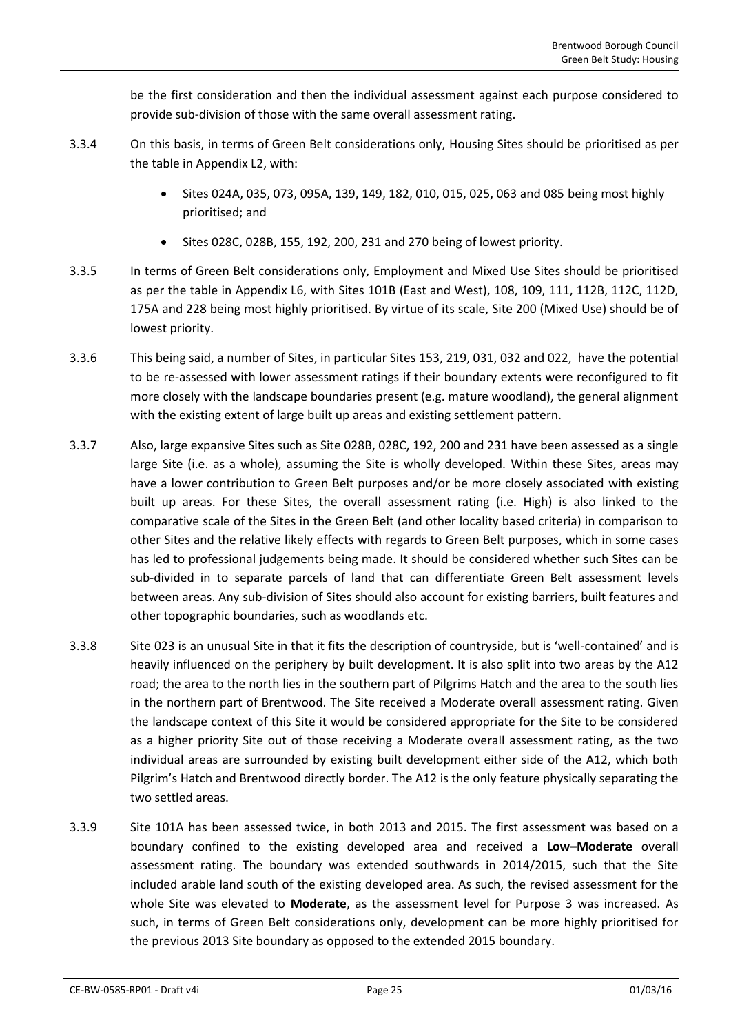be the first consideration and then the individual assessment against each purpose considered to provide sub-division of those with the same overall assessment rating.

3.3.4 On this basis, in terms of Green Belt considerations only, Housing Sites should be prioritised as per the table in Appendix L2, with:

- Sites 024A, 035, 073, 095A, 139, 149, 182, 010, 015, 025, 063 and 085 being most highly prioritised; and
- Sites 028C, 028B, 155, 192, 200, 231 and 270 being of lowest priority.

3.3.5 In terms of Green Belt considerations only, Employment and Mixed Use Sites should be prioritised as per the table in Appendix L6, with Sites 101B (East and West), 108, 109, 111, 112B, 112C, 112D, 175A and 228 being most highly prioritised. By virtue of its scale, Site 200 (Mixed Use) should be of lowest priority.

3.3.6 This being said, a number of Sites, in particular Sites 153, 219, 031, 032 and 022, have the potential to be re-assessed with lower assessment ratings if their boundary extents were reconfigured to fit more closely with the landscape boundaries present (e.g. mature woodland), the general alignment with the existing extent of large built up areas and existing settlement pattern.

3.3.7 Also, large expansive Sites such as Site 028B, 028C, 192, 200 and 231 have been assessed as a single large Site (i.e. as a whole), assuming the Site is wholly developed. Within these Sites, areas may have a lower contribution to Green Belt purposes and/or be more closely associated with existing built up areas. For these Sites, the overall assessment rating (i.e. High) is also linked to the comparative scale of the Sites in the Green Belt (and other locality based criteria) in comparison to other Sites and the relative likely effects with regards to Green Belt purposes, which in some cases has led to professional judgements being made. It should be considered whether such Sites can be sub-divided in to separate parcels of land that can differentiate Green Belt assessment levels between areas. Any sub-division of Sites should also account for existing barriers, built features and other topographic boundaries, such as woodlands etc.

3.3.8 Site 023 is an unusual Site in that it fits the description of countryside, but is 'well-contained' and is heavily influenced on the periphery by built development. It is also split into two areas by the A12 road; the area to the north lies in the southern part of Pilgrims Hatch and the area to the south lies in the northern part of Brentwood. The Site received a Moderate overall assessment rating. Given the landscape context of this Site it would be considered appropriate for the Site to be considered as a higher priority Site out of those receiving a Moderate overall assessment rating, as the two individual areas are surrounded by existing built development either side of the A12, which both Pilgrim's Hatch and Brentwood directly border. The A12 is the only feature physically separating the two settled areas.

3.3.9 Site 101A has been assessed twice, in both 2013 and 2015. The first assessment was based on a boundary confined to the existing developed area and received a **Low–Moderate** overall assessment rating. The boundary was extended southwards in 2014/2015, such that the Site included arable land south of the existing developed area. As such, the revised assessment for the whole Site was elevated to **Moderate**, as the assessment level for Purpose 3 was increased. As such, in terms of Green Belt considerations only, development can be more highly prioritised for the previous 2013 Site boundary as opposed to the extended 2015 boundary.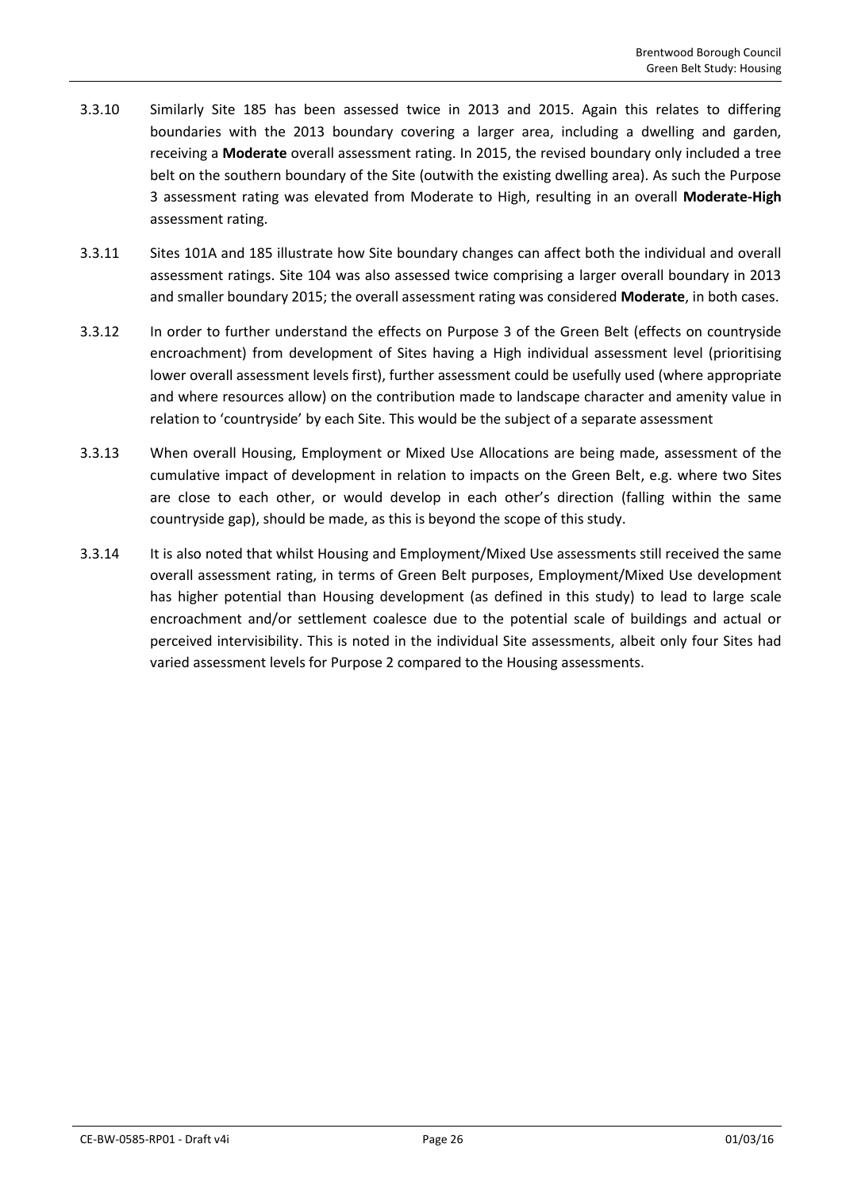3.3.10 Similarly Site 185 has been assessed twice in 2013 and 2015. Again this relates to differing boundaries with the 2013 boundary covering a larger area, including a dwelling and garden, receiving a **Moderate** overall assessment rating. In 2015, the revised boundary only included a tree belt on the southern boundary of the Site (outwith the existing dwelling area). As such the Purpose 3 assessment rating was elevated from Moderate to High, resulting in an overall **Moderate-High** assessment rating.

3.3.11 Sites 101A and 185 illustrate how Site boundary changes can affect both the individual and overall assessment ratings. Site 104 was also assessed twice comprising a larger overall boundary in 2013 and smaller boundary 2015; the overall assessment rating was considered **Moderate**, in both cases.

3.3.12 In order to further understand the effects on Purpose 3 of the Green Belt (effects on countryside encroachment) from development of Sites having a High individual assessment level (prioritising lower overall assessment levels first), further assessment could be usefully used (where appropriate and where resources allow) on the contribution made to landscape character and amenity value in relation to 'countryside' by each Site. This would be the subject of a separate assessment

3.3.13 When overall Housing, Employment or Mixed Use Allocations are being made, assessment of the cumulative impact of development in relation to impacts on the Green Belt, e.g. where two Sites are close to each other, or would develop in each other's direction (falling within the same countryside gap), should be made, as this is beyond the scope of this study.

3.3.14 It is also noted that whilst Housing and Employment/Mixed Use assessments still received the same overall assessment rating, in terms of Green Belt purposes, Employment/Mixed Use development has higher potential than Housing development (as defined in this study) to lead to large scale encroachment and/or settlement coalesce due to the potential scale of buildings and actual or perceived intervisibility. This is noted in the individual Site assessments, albeit only four Sites had varied assessment levels for Purpose 2 compared to the Housing assessments.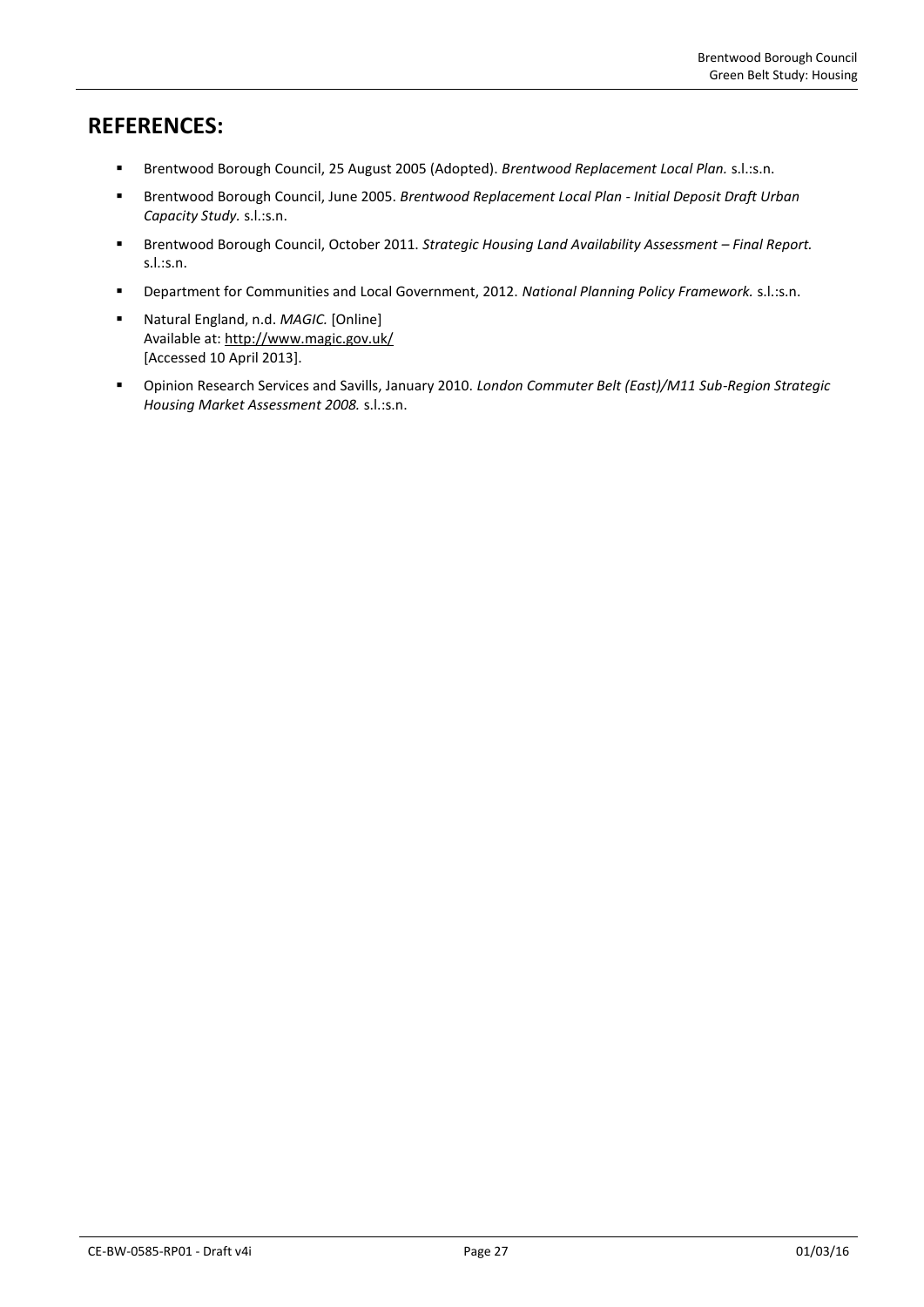## REFERENCES:

- Brentwood Borough Council, 25 August 2005 (Adopted). *Brentwood Replacement Local Plan.* s.l.:s.n.
- Brentwood Borough Council, June 2005. *Brentwood Replacement Local Plan - Initial Deposit Draft Urban Capacity Study.* s.l.:s.n.
- Brentwood Borough Council, October 2011. *Strategic Housing Land Availability Assessment – Final Report.* s.l.:s.n.
- Department for Communities and Local Government, 2012. *National Planning Policy Framework.* s.l.:s.n.
- Natural England, n.d. *MAGIC.* [Online]
  Available at: http://www.magic.gov.uk/
  [Accessed 10 April 2013].
- Opinion Research Services and Savills, January 2010. *London Commuter Belt (East)/M11 Sub-Region Strategic Housing Market Assessment 2008.* s.l.:s.n.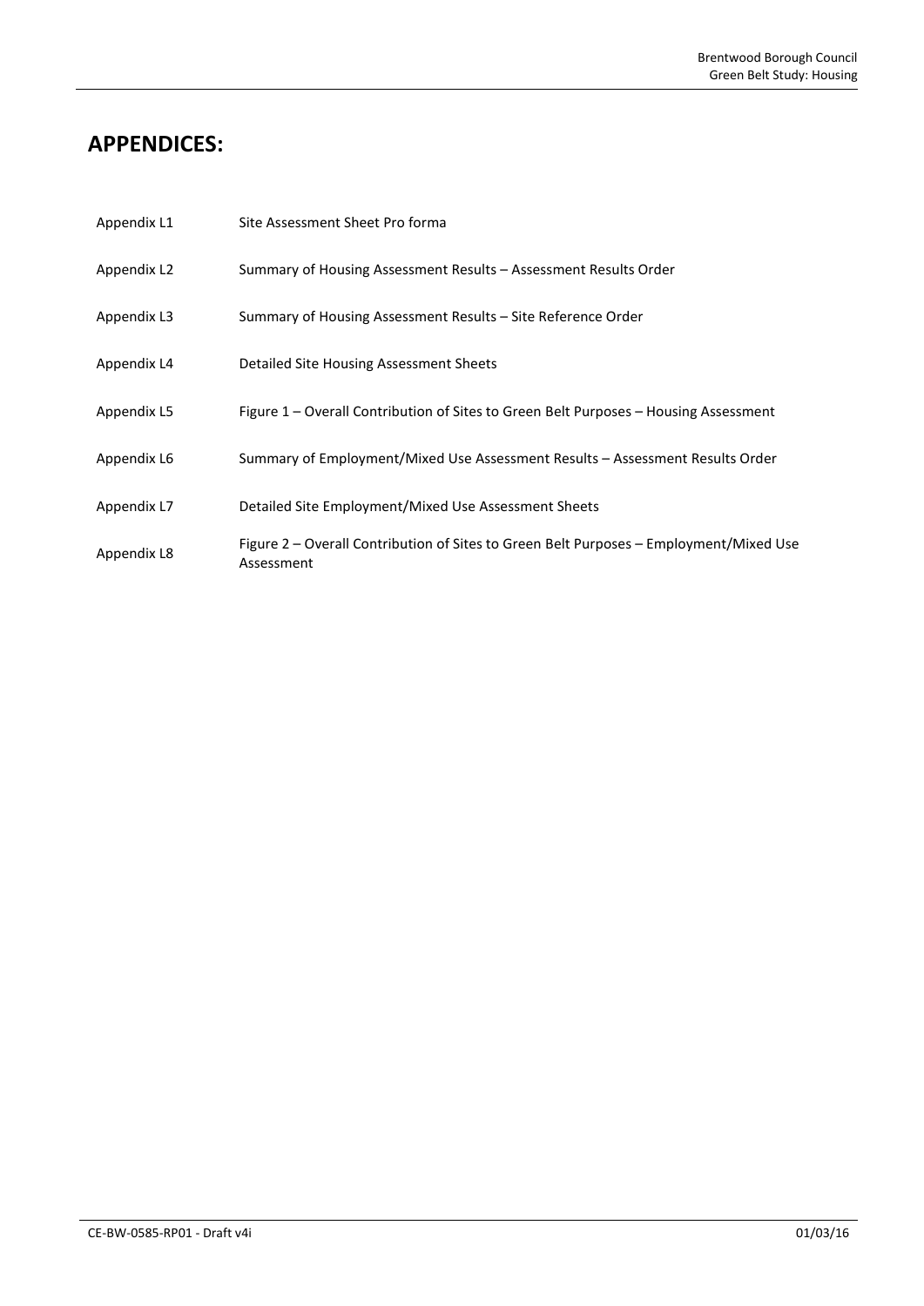## APPENDICES:

| | |
|---|---|
| Appendix L1 | Site Assessment Sheet Pro forma |
| Appendix L2 | Summary of Housing Assessment Results – Assessment Results Order |
| Appendix L3 | Summary of Housing Assessment Results – Site Reference Order |
| Appendix L4 | Detailed Site Housing Assessment Sheets |
| Appendix L5 | Figure 1 – Overall Contribution of Sites to Green Belt Purposes – Housing Assessment |
| Appendix L6 | Summary of Employment/Mixed Use Assessment Results – Assessment Results Order |
| Appendix L7 | Detailed Site Employment/Mixed Use Assessment Sheets |
| Appendix L8 | Figure 2 – Overall Contribution of Sites to Green Belt Purposes – Employment/Mixed Use Assessment |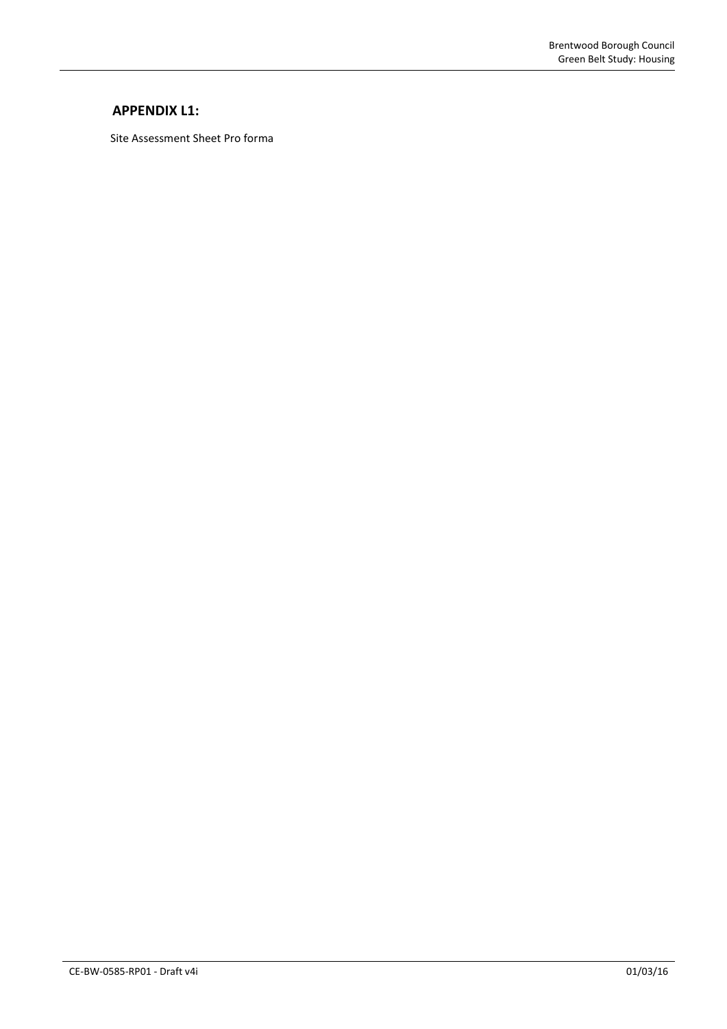## APPENDIX L1:

Site Assessment Sheet Pro forma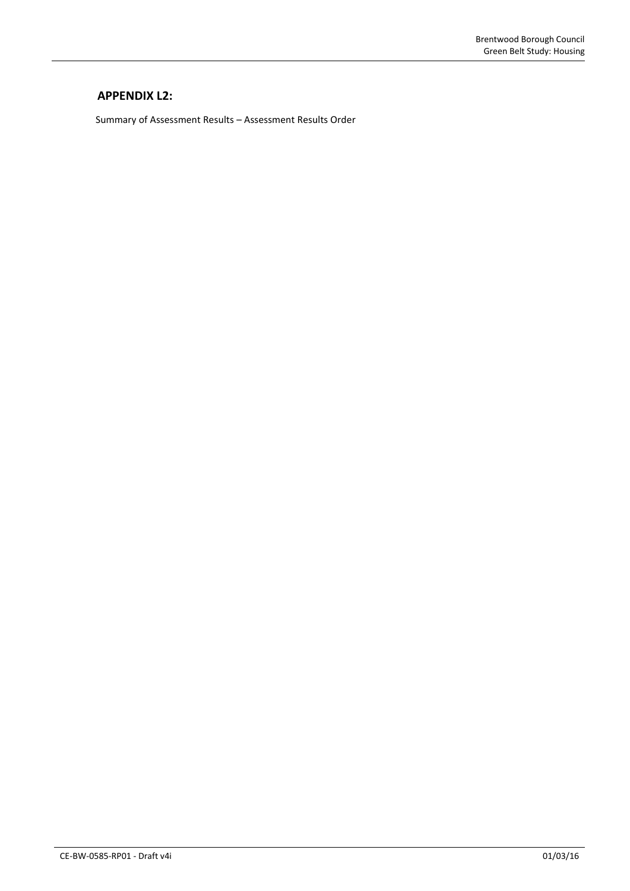## APPENDIX L2:

Summary of Assessment Results – Assessment Results Order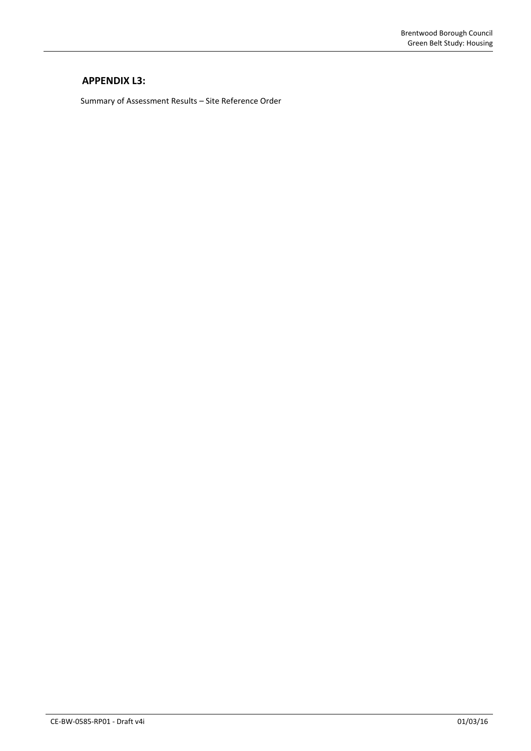## APPENDIX L3:

Summary of Assessment Results – Site Reference Order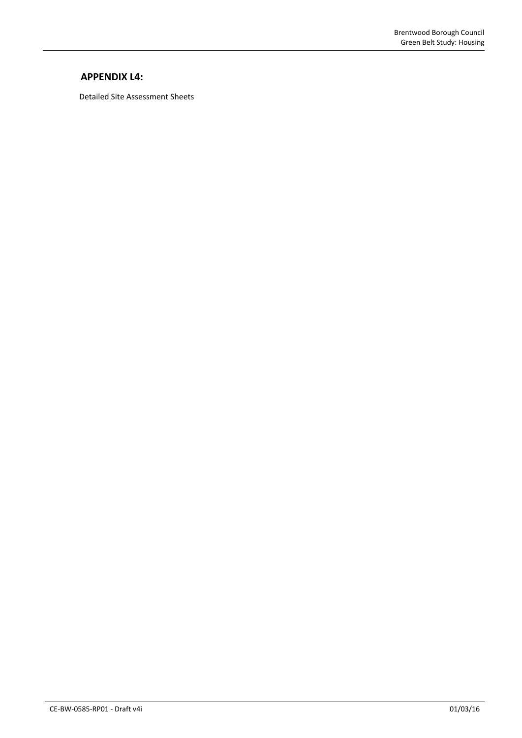## APPENDIX L4:

Detailed Site Assessment Sheets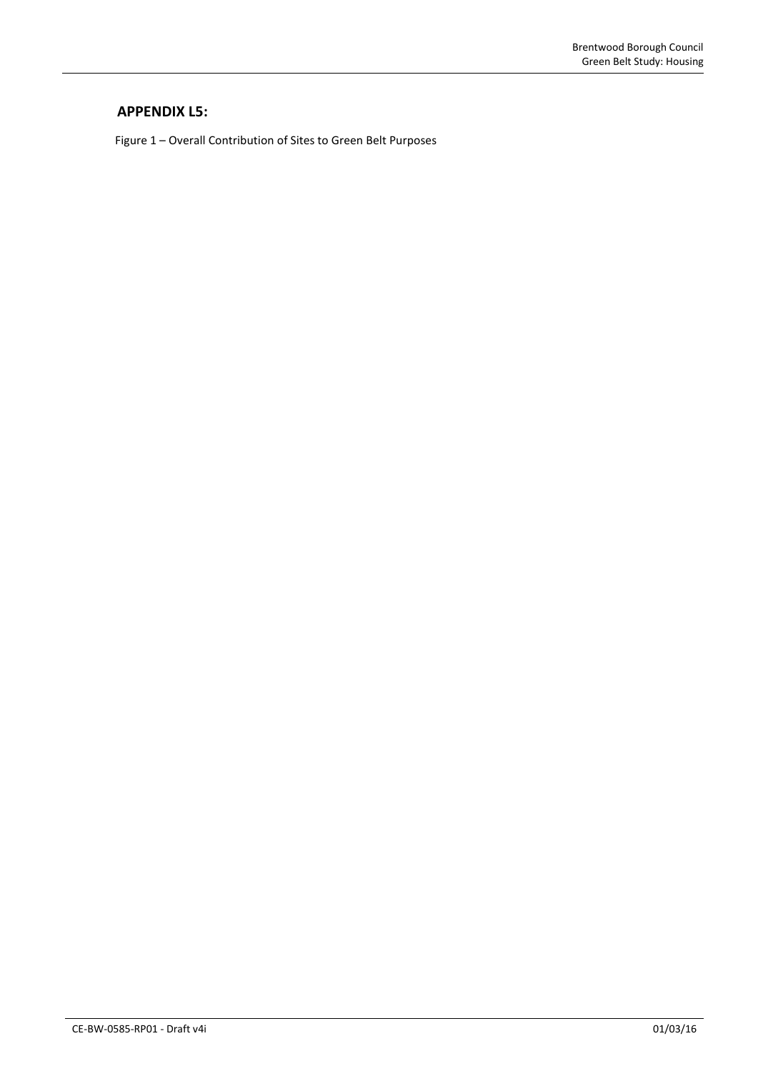## APPENDIX L5:

Figure 1 – Overall Contribution of Sites to Green Belt Purposes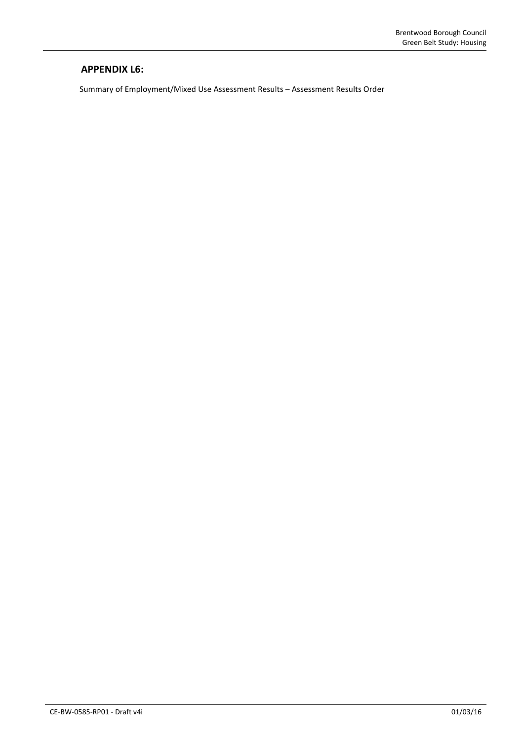## APPENDIX L6:

Summary of Employment/Mixed Use Assessment Results – Assessment Results Order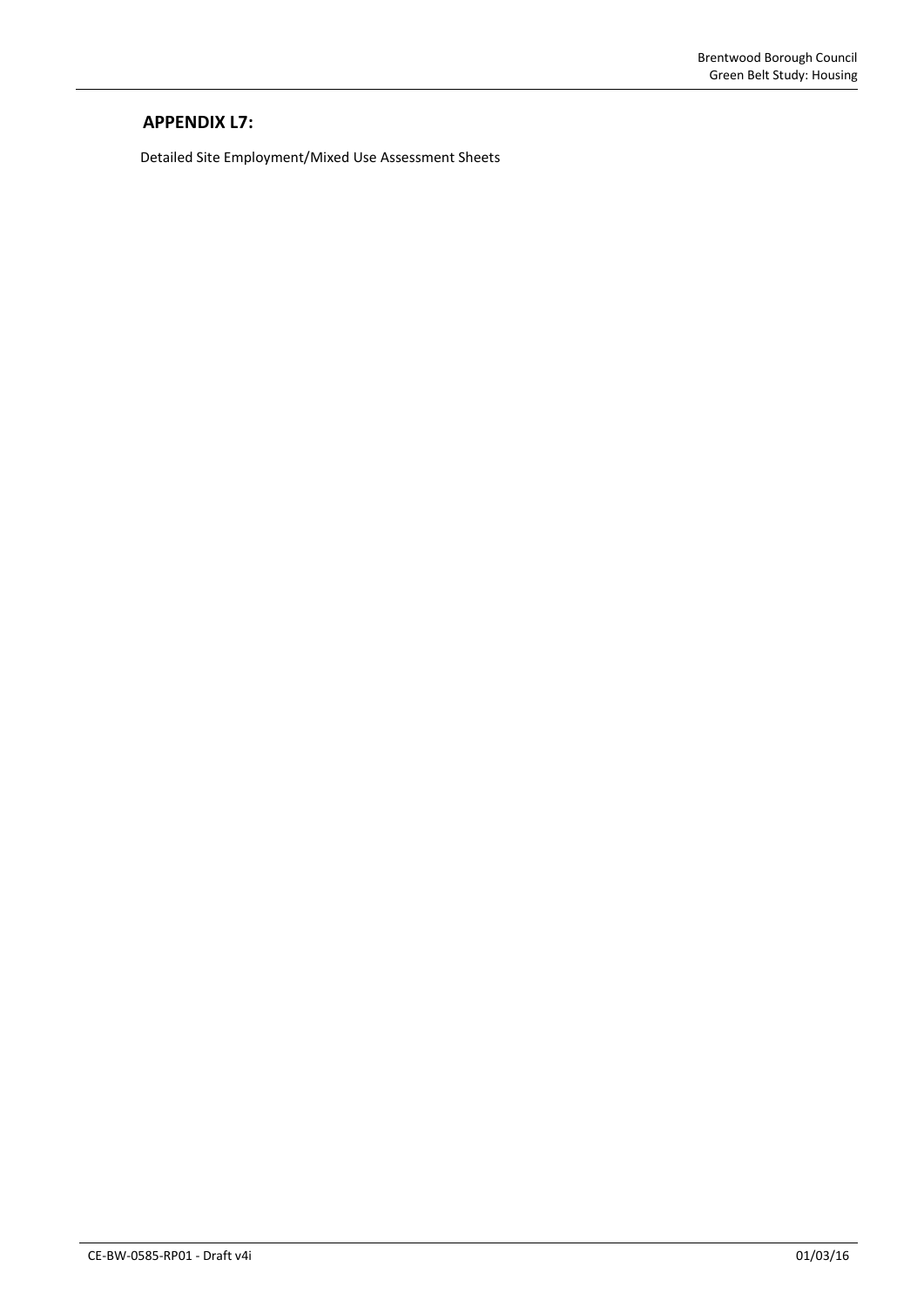## APPENDIX L7:

Detailed Site Employment/Mixed Use Assessment Sheets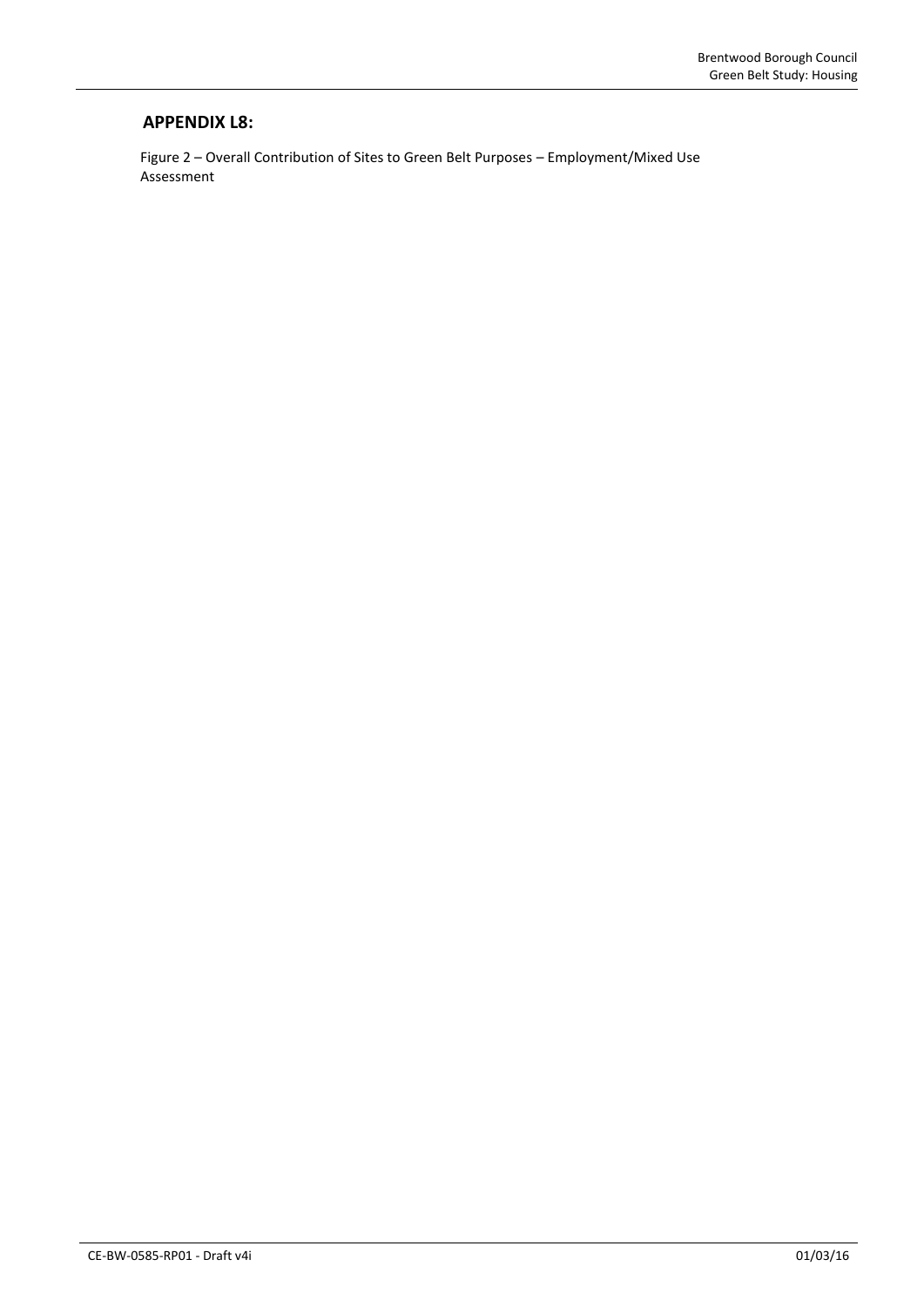## APPENDIX L8:

Figure 2 – Overall Contribution of Sites to Green Belt Purposes – Employment/Mixed Use Assessment